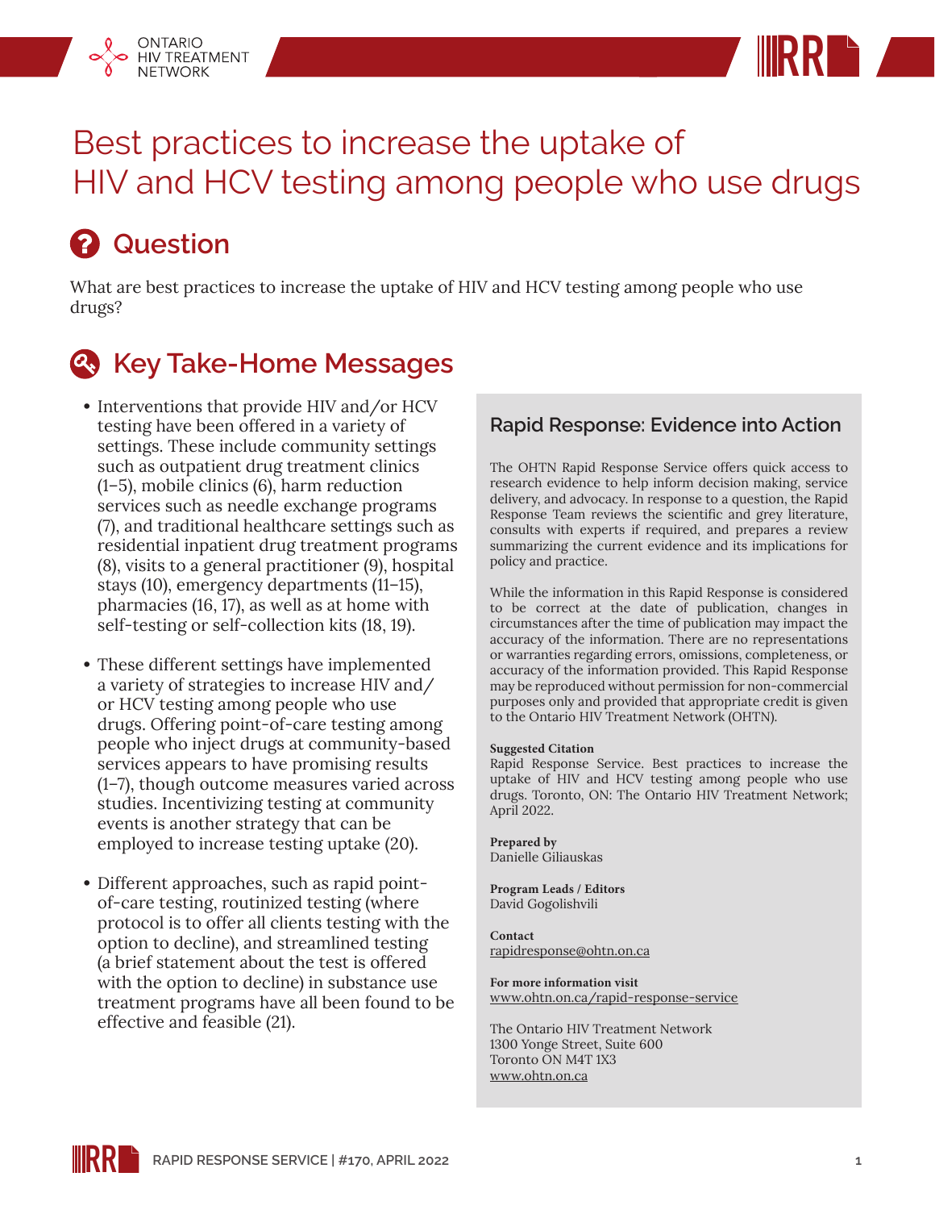# Best practices to increase the uptake of HIV and HCV testing among people who use drugs

## Question

What are best practices to increase the uptake of HIV and HCV testing among people who use drugs?

## Key Take-Home Messages

- Interventions that provide HIV and/or HCV testing have been offered in a variety of settings. These include community settings such as outpatient drug treatment clinics (1–5), mobile clinics (6), harm reduction services such as needle exchange programs (7), and traditional healthcare settings such as residential inpatient drug treatment programs (8), visits to a general practitioner (9), hospital stays (10), emergency departments (11–15), pharmacies (16, 17), as well as at home with self-testing or self-collection kits (18, 19).
- These different settings have implemented a variety of strategies to increase HIV and/or HCV testing among people who use drugs. Offering point-of-care testing among people who inject drugs at community-based services appears to have promising results (1–7), though outcome measures varied across studies. Incentivizing testing at community events is another strategy that can be employed to increase testing uptake (20).
- Different approaches, such as rapid point-of-care testing, routinized testing (where protocol is to offer all clients testing with the option to decline), and streamlined testing (a brief statement about the test is offered with the option to decline) in substance use treatment programs have all been found to be effective and feasible (21).

### Rapid Response: Evidence into Action

The OHTN Rapid Response Service offers quick access to research evidence to help inform decision making, service delivery, and advocacy. In response to a question, the Rapid Response Team reviews the scientific and grey literature, consults with experts if required, and prepares a review summarizing the current evidence and its implications for policy and practice.

While the information in this Rapid Response is considered to be correct at the date of publication, changes in circumstances after the time of publication may impact the accuracy of the information. There are no representations or warranties regarding errors, omissions, completeness, or accuracy of the information provided. This Rapid Response may be reproduced without permission for non-commercial purposes only and provided that appropriate credit is given to the Ontario HIV Treatment Network (OHTN).

**Suggested Citation**
Rapid Response Service. Best practices to increase the uptake of HIV and HCV testing among people who use drugs. Toronto, ON: The Ontario HIV Treatment Network; April 2022.

**Prepared by**
Danielle Giliauskas

**Program Leads / Editors**
David Gogolishvili

**Contact**
rapidresponse@ohtn.on.ca

**For more information visit**
www.ohtn.on.ca/rapid-response-service

The Ontario HIV Treatment Network
1300 Yonge Street, Suite 600
Toronto ON M4T 1X3
www.ohtn.on.ca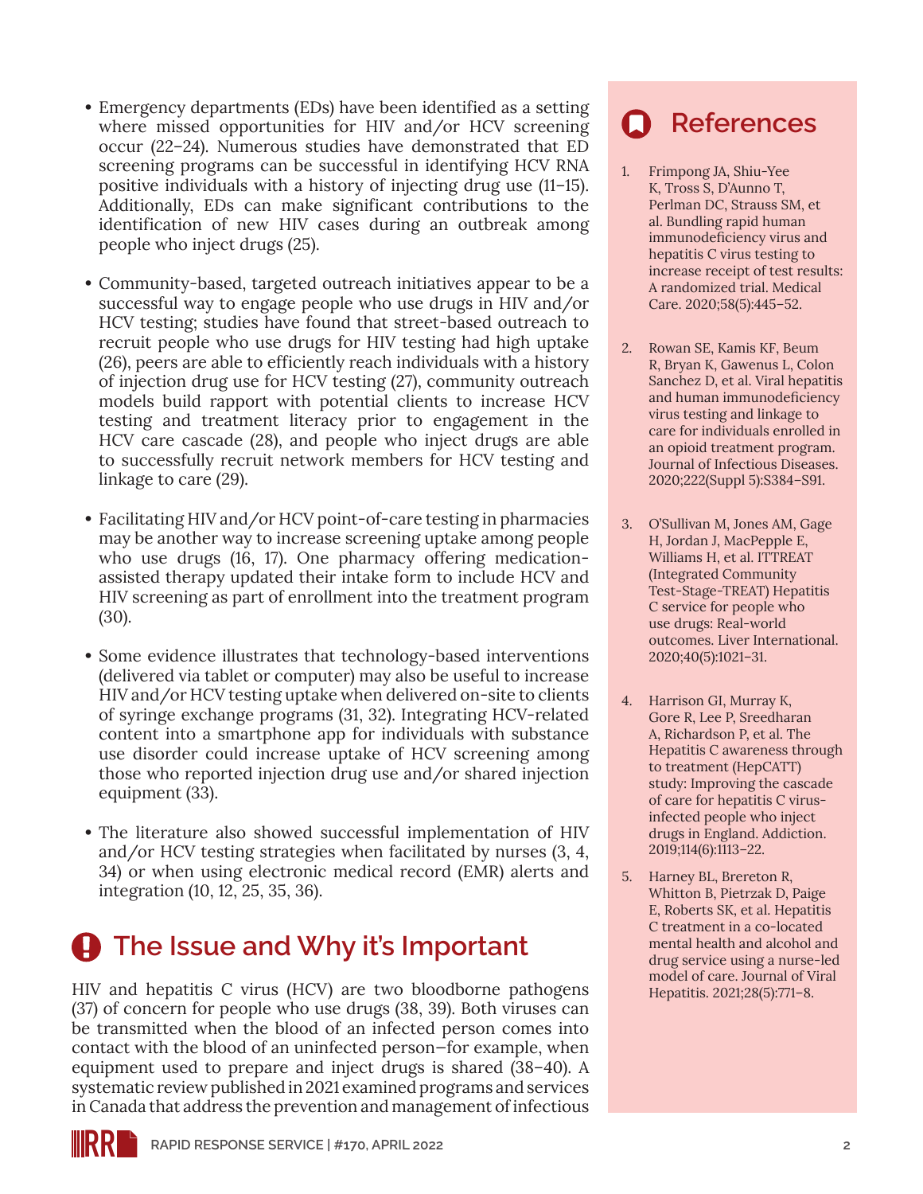- Emergency departments (EDs) have been identified as a setting where missed opportunities for HIV and/or HCV screening occur (22–24). Numerous studies have demonstrated that ED screening programs can be successful in identifying HCV RNA positive individuals with a history of injecting drug use (11–15). Additionally, EDs can make significant contributions to the identification of new HIV cases during an outbreak among people who inject drugs (25).

- Community-based, targeted outreach initiatives appear to be a successful way to engage people who use drugs in HIV and/or HCV testing; studies have found that street-based outreach to recruit people who use drugs for HIV testing had high uptake (26), peers are able to efficiently reach individuals with a history of injection drug use for HCV testing (27), community outreach models build rapport with potential clients to increase HCV testing and treatment literacy prior to engagement in the HCV care cascade (28), and people who inject drugs are able to successfully recruit network members for HCV testing and linkage to care (29).

- Facilitating HIV and/or HCV point-of-care testing in pharmacies may be another way to increase screening uptake among people who use drugs (16, 17). One pharmacy offering medication-assisted therapy updated their intake form to include HCV and HIV screening as part of enrollment into the treatment program (30).

- Some evidence illustrates that technology-based interventions (delivered via tablet or computer) may also be useful to increase HIV and/or HCV testing uptake when delivered on-site to clients of syringe exchange programs (31, 32). Integrating HCV-related content into a smartphone app for individuals with substance use disorder could increase uptake of HCV screening among those who reported injection drug use and/or shared injection equipment (33).

- The literature also showed successful implementation of HIV and/or HCV testing strategies when facilitated by nurses (3, 4, 34) or when using electronic medical record (EMR) alerts and integration (10, 12, 25, 35, 36).

## The Issue and Why it's Important

HIV and hepatitis C virus (HCV) are two bloodborne pathogens (37) of concern for people who use drugs (38, 39). Both viruses can be transmitted when the blood of an infected person comes into contact with the blood of an uninfected person—for example, when equipment used to prepare and inject drugs is shared (38–40). A systematic review published in 2021 examined programs and services in Canada that address the prevention and management of infectious

## References

1. Frimpong JA, Shiu-Yee K, Tross S, D'Aunno T, Perlman DC, Strauss SM, et al. Bundling rapid human immunodeficiency virus and hepatitis C virus testing to increase receipt of test results: A randomized trial. Medical Care. 2020;58(5):445–52.

2. Rowan SE, Kamis KF, Beum R, Bryan K, Gawenus L, Colon Sanchez D, et al. Viral hepatitis and human immunodeficiency virus testing and linkage to care for individuals enrolled in an opioid treatment program. Journal of Infectious Diseases. 2020;222(Suppl 5):S384–S91.

3. O'Sullivan M, Jones AM, Gage H, Jordan J, MacPepple E, Williams H, et al. ITTREAT (Integrated Community Test-Stage-TREAT) Hepatitis C service for people who use drugs: Real-world outcomes. Liver International. 2020;40(5):1021–31.

4. Harrison GI, Murray K, Gore R, Lee P, Sreedharan A, Richardson P, et al. The Hepatitis C awareness through to treatment (HepCATT) study: Improving the cascade of care for hepatitis C virus-infected people who inject drugs in England. Addiction. 2019;114(6):1113–22.

5. Harney BL, Brereton R, Whitton B, Pietrzak D, Paige E, Roberts SK, et al. Hepatitis C treatment in a co-located mental health and alcohol and drug service using a nurse-led model of care. Journal of Viral Hepatitis. 2021;28(5):771–8.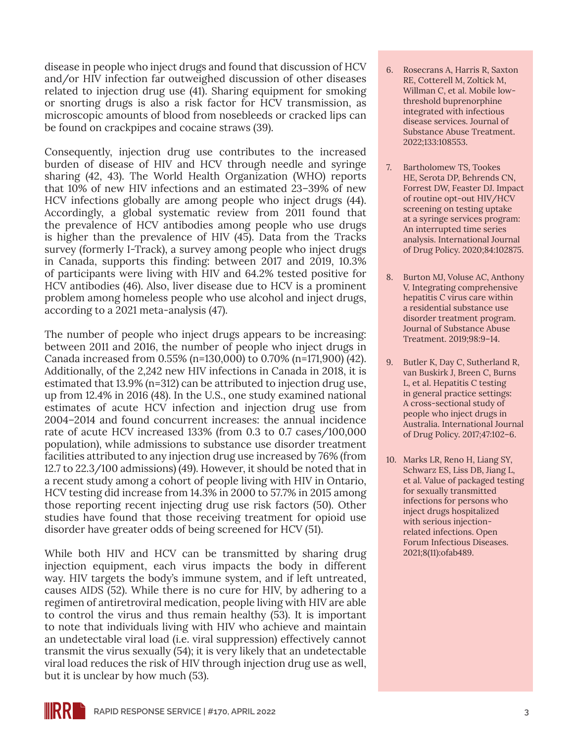disease in people who inject drugs and found that discussion of HCV and/or HIV infection far outweighed discussion of other diseases related to injection drug use (41). Sharing equipment for smoking or snorting drugs is also a risk factor for HCV transmission, as microscopic amounts of blood from nosebleeds or cracked lips can be found on crackpipes and cocaine straws (39).

Consequently, injection drug use contributes to the increased burden of disease of HIV and HCV through needle and syringe sharing (42, 43). The World Health Organization (WHO) reports that 10% of new HIV infections and an estimated 23–39% of new HCV infections globally are among people who inject drugs (44). Accordingly, a global systematic review from 2011 found that the prevalence of HCV antibodies among people who use drugs is higher than the prevalence of HIV (45). Data from the Tracks survey (formerly I-Track), a survey among people who inject drugs in Canada, supports this finding: between 2017 and 2019, 10.3% of participants were living with HIV and 64.2% tested positive for HCV antibodies (46). Also, liver disease due to HCV is a prominent problem among homeless people who use alcohol and inject drugs, according to a 2021 meta-analysis (47).

The number of people who inject drugs appears to be increasing: between 2011 and 2016, the number of people who inject drugs in Canada increased from 0.55% (n=130,000) to 0.70% (n=171,900) (42). Additionally, of the 2,242 new HIV infections in Canada in 2018, it is estimated that 13.9% (n=312) can be attributed to injection drug use, up from 12.4% in 2016 (48). In the U.S., one study examined national estimates of acute HCV infection and injection drug use from 2004–2014 and found concurrent increases: the annual incidence rate of acute HCV increased 133% (from 0.3 to 0.7 cases/100,000 population), while admissions to substance use disorder treatment facilities attributed to any injection drug use increased by 76% (from 12.7 to 22.3/100 admissions) (49). However, it should be noted that in a recent study among a cohort of people living with HIV in Ontario, HCV testing did increase from 14.3% in 2000 to 57.7% in 2015 among those reporting recent injecting drug use risk factors (50). Other studies have found that those receiving treatment for opioid use disorder have greater odds of being screened for HCV (51).

While both HIV and HCV can be transmitted by sharing drug injection equipment, each virus impacts the body in different way. HIV targets the body's immune system, and if left untreated, causes AIDS (52). While there is no cure for HIV, by adhering to a regimen of antiretroviral medication, people living with HIV are able to control the virus and thus remain healthy (53). It is important to note that individuals living with HIV who achieve and maintain an undetectable viral load (i.e. viral suppression) effectively cannot transmit the virus sexually (54); it is very likely that an undetectable viral load reduces the risk of HIV through injection drug use as well, but it is unclear by how much (53).

6. Rosecrans A, Harris R, Saxton RE, Cotterell M, Zoltick M, Willman C, et al. Mobile low-threshold buprenorphine integrated with infectious disease services. Journal of Substance Abuse Treatment. 2022;133:108553.
7. Bartholomew TS, Tookes HE, Serota DP, Behrends CN, Forrest DW, Feaster DJ. Impact of routine opt-out HIV/HCV screening on testing uptake at a syringe services program: An interrupted time series analysis. International Journal of Drug Policy. 2020;84:102875.
8. Burton MJ, Voluse AC, Anthony V. Integrating comprehensive hepatitis C virus care within a residential substance use disorder treatment program. Journal of Substance Abuse Treatment. 2019;98:9–14.
9. Butler K, Day C, Sutherland R, van Buskirk J, Breen C, Burns L, et al. Hepatitis C testing in general practice settings: A cross-sectional study of people who inject drugs in Australia. International Journal of Drug Policy. 2017;47:102–6.
10. Marks LR, Reno H, Liang SY, Schwarz ES, Liss DB, Jiang L, et al. Value of packaged testing for sexually transmitted infections for persons who inject drugs hospitalized with serious injection-related infections. Open Forum Infectious Diseases. 2021;8(11):ofab489.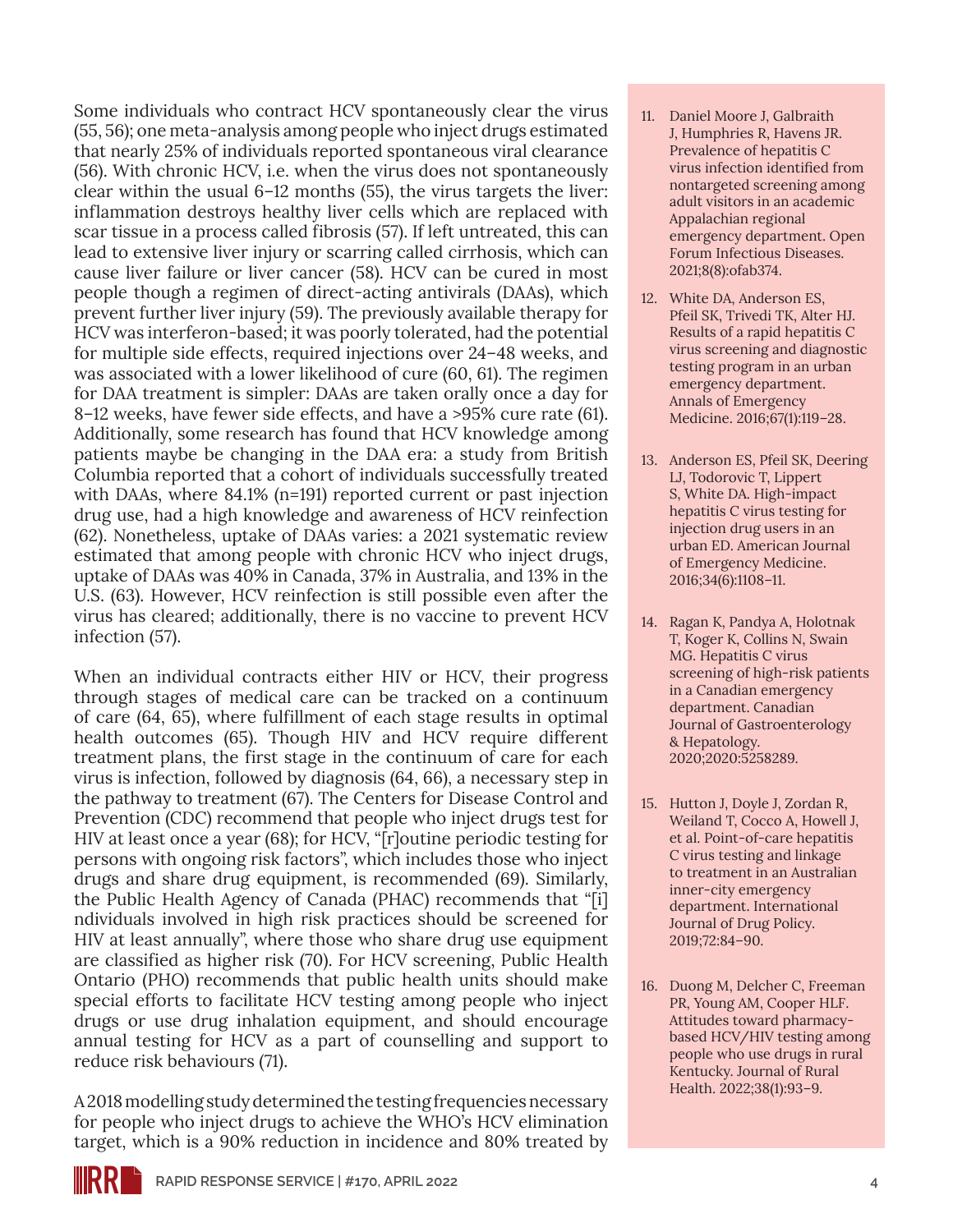Some individuals who contract HCV spontaneously clear the virus (55, 56); one meta-analysis among people who inject drugs estimated that nearly 25% of individuals reported spontaneous viral clearance (56). With chronic HCV, i.e. when the virus does not spontaneously clear within the usual 6–12 months (55), the virus targets the liver: inflammation destroys healthy liver cells which are replaced with scar tissue in a process called fibrosis (57). If left untreated, this can lead to extensive liver injury or scarring called cirrhosis, which can cause liver failure or liver cancer (58). HCV can be cured in most people though a regimen of direct-acting antivirals (DAAs), which prevent further liver injury (59). The previously available therapy for HCV was interferon-based; it was poorly tolerated, had the potential for multiple side effects, required injections over 24–48 weeks, and was associated with a lower likelihood of cure (60, 61). The regimen for DAA treatment is simpler: DAAs are taken orally once a day for 8–12 weeks, have fewer side effects, and have a >95% cure rate (61). Additionally, some research has found that HCV knowledge among patients maybe be changing in the DAA era: a study from British Columbia reported that a cohort of individuals successfully treated with DAAs, where 84.1% (n=191) reported current or past injection drug use, had a high knowledge and awareness of HCV reinfection (62). Nonetheless, uptake of DAAs varies: a 2021 systematic review estimated that among people with chronic HCV who inject drugs, uptake of DAAs was 40% in Canada, 37% in Australia, and 13% in the U.S. (63). However, HCV reinfection is still possible even after the virus has cleared; additionally, there is no vaccine to prevent HCV infection (57).

When an individual contracts either HIV or HCV, their progress through stages of medical care can be tracked on a continuum of care (64, 65), where fulfillment of each stage results in optimal health outcomes (65). Though HIV and HCV require different treatment plans, the first stage in the continuum of care for each virus is infection, followed by diagnosis (64, 66), a necessary step in the pathway to treatment (67). The Centers for Disease Control and Prevention (CDC) recommend that people who inject drugs test for HIV at least once a year (68); for HCV, "[r]outine periodic testing for persons with ongoing risk factors", which includes those who inject drugs and share drug equipment, is recommended (69). Similarly, the Public Health Agency of Canada (PHAC) recommends that "[i]ndividuals involved in high risk practices should be screened for HIV at least annually", where those who share drug use equipment are classified as higher risk (70). For HCV screening, Public Health Ontario (PHO) recommends that public health units should make special efforts to facilitate HCV testing among people who inject drugs or use drug inhalation equipment, and should encourage annual testing for HCV as a part of counselling and support to reduce risk behaviours (71).

A 2018 modelling study determined the testing frequencies necessary for people who inject drugs to achieve the WHO's HCV elimination target, which is a 90% reduction in incidence and 80% treated by

11. Daniel Moore J, Galbraith J, Humphries R, Havens JR. Prevalence of hepatitis C virus infection identified from nontargeted screening among adult visitors in an academic Appalachian regional emergency department. Open Forum Infectious Diseases. 2021;8(8):ofab374.
12. White DA, Anderson ES, Pfeil SK, Trivedi TK, Alter HJ. Results of a rapid hepatitis C virus screening and diagnostic testing program in an urban emergency department. Annals of Emergency Medicine. 2016;67(1):119–28.
13. Anderson ES, Pfeil SK, Deering LJ, Todorovic T, Lippert S, White DA. High-impact hepatitis C virus testing for injection drug users in an urban ED. American Journal of Emergency Medicine. 2016;34(6):1108–11.
14. Ragan K, Pandya A, Holotnak T, Koger K, Collins N, Swain MG. Hepatitis C virus screening of high-risk patients in a Canadian emergency department. Canadian Journal of Gastroenterology & Hepatology. 2020;2020:5258289.
15. Hutton J, Doyle J, Zordan R, Weiland T, Cocco A, Howell J, et al. Point-of-care hepatitis C virus testing and linkage to treatment in an Australian inner-city emergency department. International Journal of Drug Policy. 2019;72:84–90.
16. Duong M, Delcher C, Freeman PR, Young AM, Cooper HLF. Attitudes toward pharmacy-based HCV/HIV testing among people who use drugs in rural Kentucky. Journal of Rural Health. 2022;38(1):93–9.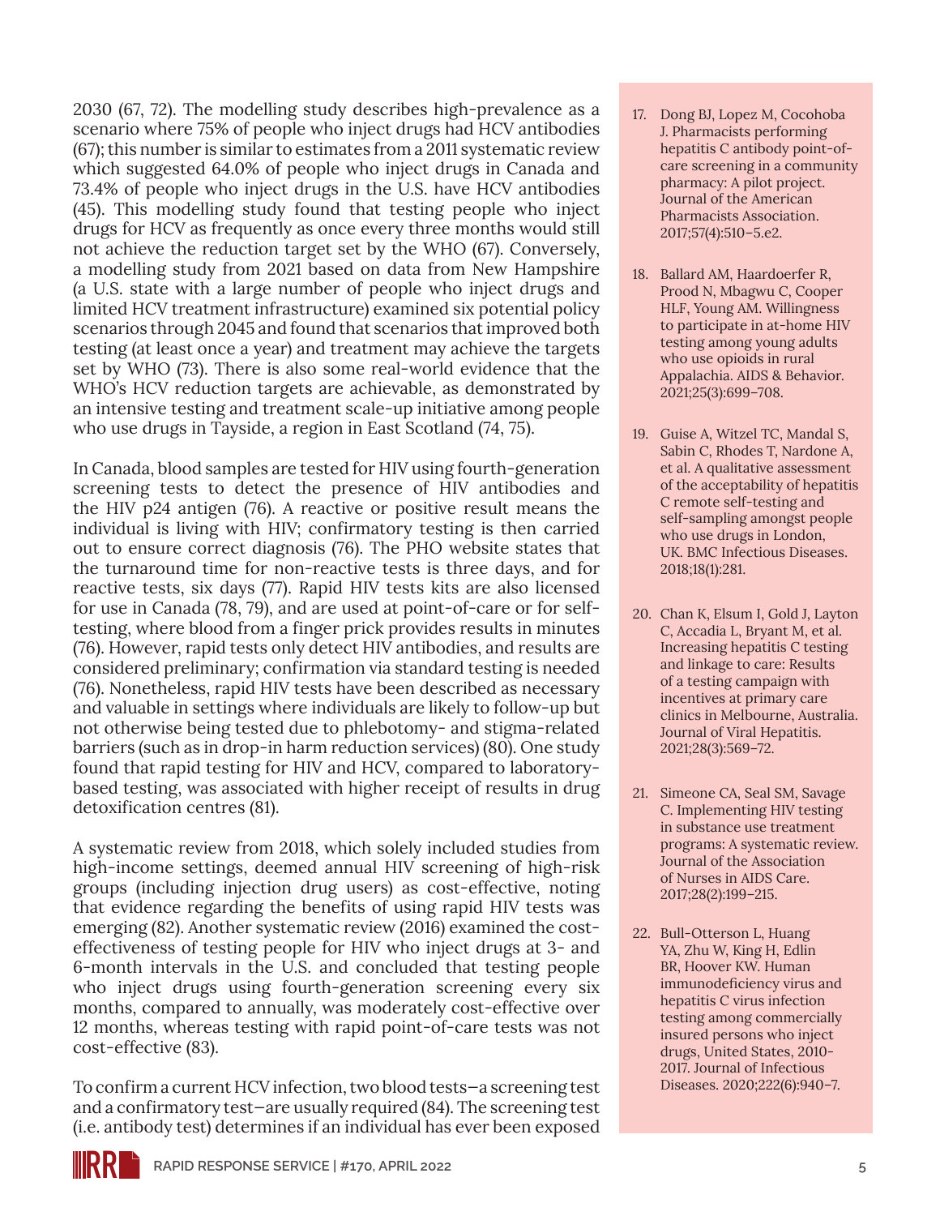2030 (67, 72). The modelling study describes high-prevalence as a scenario where 75% of people who inject drugs had HCV antibodies (67); this number is similar to estimates from a 2011 systematic review which suggested 64.0% of people who inject drugs in Canada and 73.4% of people who inject drugs in the U.S. have HCV antibodies (45). This modelling study found that testing people who inject drugs for HCV as frequently as once every three months would still not achieve the reduction target set by the WHO (67). Conversely, a modelling study from 2021 based on data from New Hampshire (a U.S. state with a large number of people who inject drugs and limited HCV treatment infrastructure) examined six potential policy scenarios through 2045 and found that scenarios that improved both testing (at least once a year) and treatment may achieve the targets set by WHO (73). There is also some real-world evidence that the WHO's HCV reduction targets are achievable, as demonstrated by an intensive testing and treatment scale-up initiative among people who use drugs in Tayside, a region in East Scotland (74, 75).

In Canada, blood samples are tested for HIV using fourth-generation screening tests to detect the presence of HIV antibodies and the HIV p24 antigen (76). A reactive or positive result means the individual is living with HIV; confirmatory testing is then carried out to ensure correct diagnosis (76). The PHO website states that the turnaround time for non-reactive tests is three days, and for reactive tests, six days (77). Rapid HIV tests kits are also licensed for use in Canada (78, 79), and are used at point-of-care or for self-testing, where blood from a finger prick provides results in minutes (76). However, rapid tests only detect HIV antibodies, and results are considered preliminary; confirmation via standard testing is needed (76). Nonetheless, rapid HIV tests have been described as necessary and valuable in settings where individuals are likely to follow-up but not otherwise being tested due to phlebotomy- and stigma-related barriers (such as in drop-in harm reduction services) (80). One study found that rapid testing for HIV and HCV, compared to laboratory-based testing, was associated with higher receipt of results in drug detoxification centres (81).

A systematic review from 2018, which solely included studies from high-income settings, deemed annual HIV screening of high-risk groups (including injection drug users) as cost-effective, noting that evidence regarding the benefits of using rapid HIV tests was emerging (82). Another systematic review (2016) examined the cost-effectiveness of testing people for HIV who inject drugs at 3- and 6-month intervals in the U.S. and concluded that testing people who inject drugs using fourth-generation screening every six months, compared to annually, was moderately cost-effective over 12 months, whereas testing with rapid point-of-care tests was not cost-effective (83).

To confirm a current HCV infection, two blood tests—a screening test and a confirmatory test—are usually required (84). The screening test (i.e. antibody test) determines if an individual has ever been exposed

17. Dong BJ, Lopez M, Cocohoba J. Pharmacists performing hepatitis C antibody point-of-care screening in a community pharmacy: A pilot project. Journal of the American Pharmacists Association. 2017;57(4):510–5.e2.

18. Ballard AM, Haardoerfer R, Prood N, Mbagwu C, Cooper HLF, Young AM. Willingness to participate in at-home HIV testing among young adults who use opioids in rural Appalachia. AIDS & Behavior. 2021;25(3):699–708.

19. Guise A, Witzel TC, Mandal S, Sabin C, Rhodes T, Nardone A, et al. A qualitative assessment of the acceptability of hepatitis C remote self-testing and self-sampling amongst people who use drugs in London, UK. BMC Infectious Diseases. 2018;18(1):281.

20. Chan K, Elsum I, Gold J, Layton C, Accadia L, Bryant M, et al. Increasing hepatitis C testing and linkage to care: Results of a testing campaign with incentives at primary care clinics in Melbourne, Australia. Journal of Viral Hepatitis. 2021;28(3):569–72.

21. Simeone CA, Seal SM, Savage C. Implementing HIV testing in substance use treatment programs: A systematic review. Journal of the Association of Nurses in AIDS Care. 2017;28(2):199–215.

22. Bull-Otterson L, Huang YA, Zhu W, King H, Edlin BR, Hoover KW. Human immunodeficiency virus and hepatitis C virus infection testing among commercially insured persons who inject drugs, United States, 2010-2017. Journal of Infectious Diseases. 2020;222(6):940–7.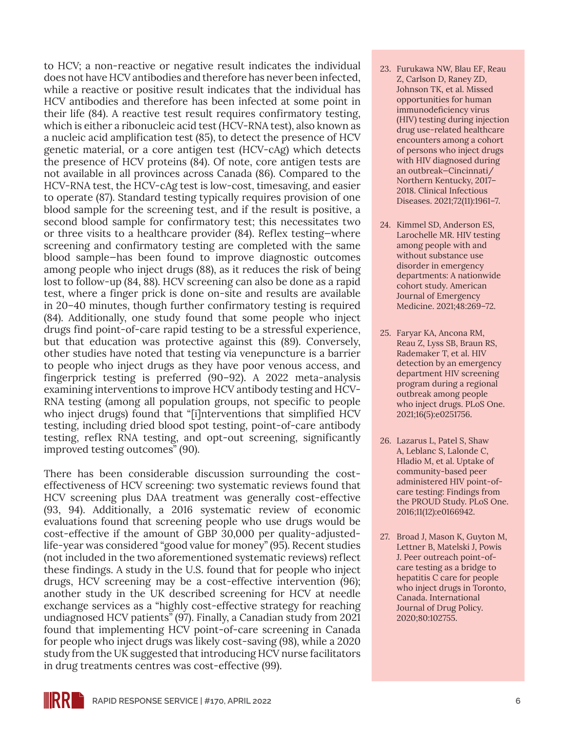to HCV; a non-reactive or negative result indicates the individual does not have HCV antibodies and therefore has never been infected, while a reactive or positive result indicates that the individual has HCV antibodies and therefore has been infected at some point in their life (84). A reactive test result requires confirmatory testing, which is either a ribonucleic acid test (HCV-RNA test), also known as a nucleic acid amplification test (85), to detect the presence of HCV genetic material, or a core antigen test (HCV-cAg) which detects the presence of HCV proteins (84). Of note, core antigen tests are not available in all provinces across Canada (86). Compared to the HCV-RNA test, the HCV-cAg test is low-cost, timesaving, and easier to operate (87). Standard testing typically requires provision of one blood sample for the screening test, and if the result is positive, a second blood sample for confirmatory test; this necessitates two or three visits to a healthcare provider (84). Reflex testing—where screening and confirmatory testing are completed with the same blood sample—has been found to improve diagnostic outcomes among people who inject drugs (88), as it reduces the risk of being lost to follow-up (84, 88). HCV screening can also be done as a rapid test, where a finger prick is done on-site and results are available in 20–40 minutes, though further confirmatory testing is required (84). Additionally, one study found that some people who inject drugs find point-of-care rapid testing to be a stressful experience, but that education was protective against this (89). Conversely, other studies have noted that testing via venepuncture is a barrier to people who inject drugs as they have poor venous access, and fingerprick testing is preferred (90–92). A 2022 meta-analysis examining interventions to improve HCV antibody testing and HCV-RNA testing (among all population groups, not specific to people who inject drugs) found that "[i]nterventions that simplified HCV testing, including dried blood spot testing, point-of-care antibody testing, reflex RNA testing, and opt-out screening, significantly improved testing outcomes" (90).

There has been considerable discussion surrounding the cost-effectiveness of HCV screening: two systematic reviews found that HCV screening plus DAA treatment was generally cost-effective (93, 94). Additionally, a 2016 systematic review of economic evaluations found that screening people who use drugs would be cost-effective if the amount of GBP 30,000 per quality-adjusted-life-year was considered "good value for money" (95). Recent studies (not included in the two aforementioned systematic reviews) reflect these findings. A study in the U.S. found that for people who inject drugs, HCV screening may be a cost-effective intervention (96); another study in the UK described screening for HCV at needle exchange services as a "highly cost-effective strategy for reaching undiagnosed HCV patients" (97). Finally, a Canadian study from 2021 found that implementing HCV point-of-care screening in Canada for people who inject drugs was likely cost-saving (98), while a 2020 study from the UK suggested that introducing HCV nurse facilitators in drug treatments centres was cost-effective (99).

23. Furukawa NW, Blau EF, Reau Z, Carlson D, Raney ZD, Johnson TK, et al. Missed opportunities for human immunodeficiency virus (HIV) testing during injection drug use-related healthcare encounters among a cohort of persons who inject drugs with HIV diagnosed during an outbreak—Cincinnati/Northern Kentucky, 2017–2018. Clinical Infectious Diseases. 2021;72(11):1961–7.

24. Kimmel SD, Anderson ES, Larochelle MR. HIV testing among people with and without substance use disorder in emergency departments: A nationwide cohort study. American Journal of Emergency Medicine. 2021;48:269–72.

25. Faryar KA, Ancona RM, Reau Z, Lyss SB, Braun RS, Rademaker T, et al. HIV detection by an emergency department HIV screening program during a regional outbreak among people who inject drugs. PLoS One. 2021;16(5):e0251756.

26. Lazarus L, Patel S, Shaw A, Leblanc S, Lalonde C, Hladio M, et al. Uptake of community-based peer administered HIV point-of-care testing: Findings from the PROUD Study. PLoS One. 2016;11(12):e0166942.

27. Broad J, Mason K, Guyton M, Lettner B, Matelski J, Powis J. Peer outreach point-of-care testing as a bridge to hepatitis C care for people who inject drugs in Toronto, Canada. International Journal of Drug Policy. 2020;80:102755.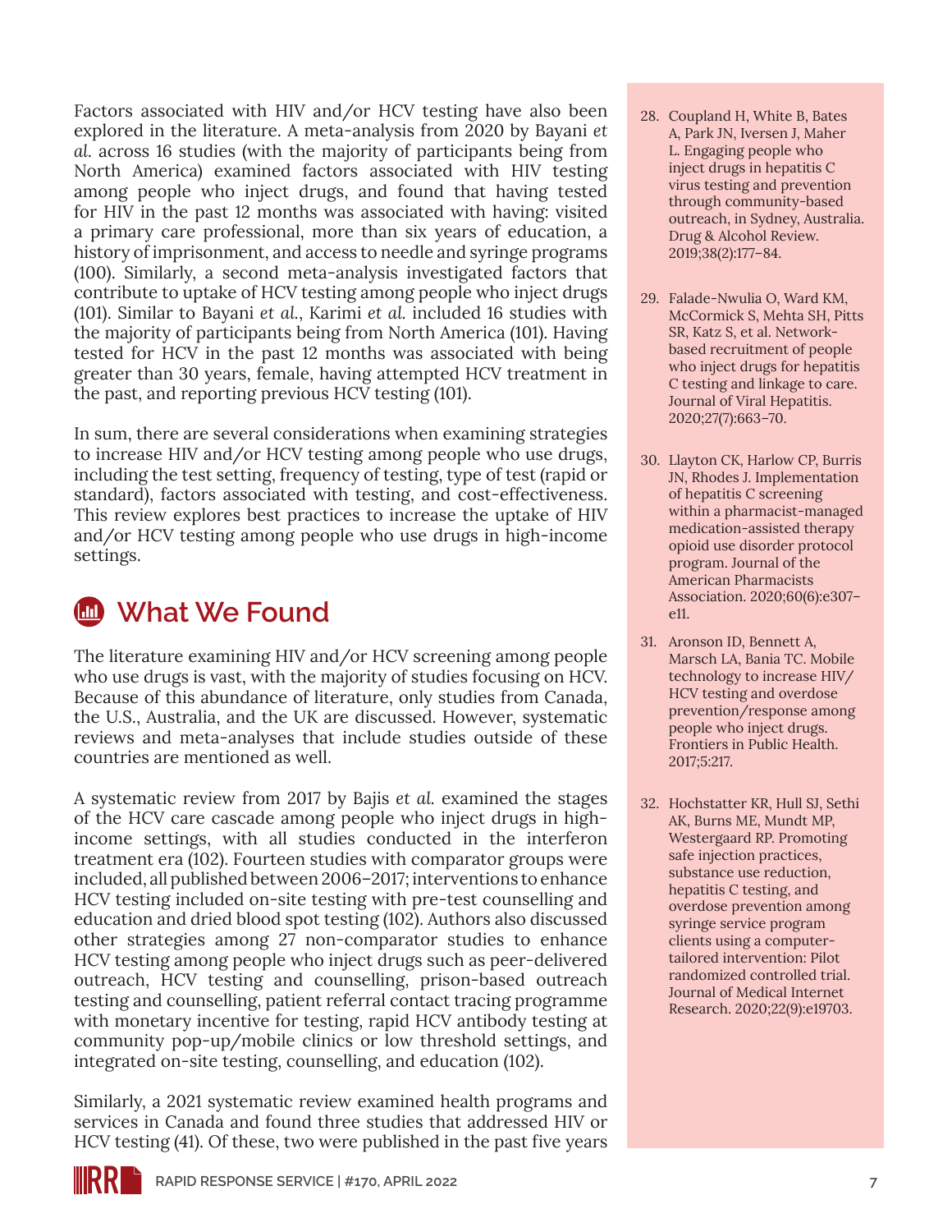Factors associated with HIV and/or HCV testing have also been explored in the literature. A meta-analysis from 2020 by Bayani *et al.* across 16 studies (with the majority of participants being from North America) examined factors associated with HIV testing among people who inject drugs, and found that having tested for HIV in the past 12 months was associated with having: visited a primary care professional, more than six years of education, a history of imprisonment, and access to needle and syringe programs (100). Similarly, a second meta-analysis investigated factors that contribute to uptake of HCV testing among people who inject drugs (101). Similar to Bayani *et al.*, Karimi *et al.* included 16 studies with the majority of participants being from North America (101). Having tested for HCV in the past 12 months was associated with being greater than 30 years, female, having attempted HCV treatment in the past, and reporting previous HCV testing (101).

In sum, there are several considerations when examining strategies to increase HIV and/or HCV testing among people who use drugs, including the test setting, frequency of testing, type of test (rapid or standard), factors associated with testing, and cost-effectiveness. This review explores best practices to increase the uptake of HIV and/or HCV testing among people who use drugs in high-income settings.

## What We Found

The literature examining HIV and/or HCV screening among people who use drugs is vast, with the majority of studies focusing on HCV. Because of this abundance of literature, only studies from Canada, the U.S., Australia, and the UK are discussed. However, systematic reviews and meta-analyses that include studies outside of these countries are mentioned as well.

A systematic review from 2017 by Bajis *et al.* examined the stages of the HCV care cascade among people who inject drugs in high-income settings, with all studies conducted in the interferon treatment era (102). Fourteen studies with comparator groups were included, all published between 2006–2017; interventions to enhance HCV testing included on-site testing with pre-test counselling and education and dried blood spot testing (102). Authors also discussed other strategies among 27 non-comparator studies to enhance HCV testing among people who inject drugs such as peer-delivered outreach, HCV testing and counselling, prison-based outreach testing and counselling, patient referral contact tracing programme with monetary incentive for testing, rapid HCV antibody testing at community pop-up/mobile clinics or low threshold settings, and integrated on-site testing, counselling, and education (102).

Similarly, a 2021 systematic review examined health programs and services in Canada and found three studies that addressed HIV or HCV testing (41). Of these, two were published in the past five years

28. Coupland H, White B, Bates A, Park JN, Iversen J, Maher L. Engaging people who inject drugs in hepatitis C virus testing and prevention through community-based outreach, in Sydney, Australia. Drug & Alcohol Review. 2019;38(2):177–84.

29. Falade-Nwulia O, Ward KM, McCormick S, Mehta SH, Pitts SR, Katz S, et al. Network-based recruitment of people who inject drugs for hepatitis C testing and linkage to care. Journal of Viral Hepatitis. 2020;27(7):663–70.

30. Llayton CK, Harlow CP, Burris JN, Rhodes J. Implementation of hepatitis C screening within a pharmacist-managed medication-assisted therapy opioid use disorder protocol program. Journal of the American Pharmacists Association. 2020;60(6):e307–e11.

31. Aronson ID, Bennett A, Marsch LA, Bania TC. Mobile technology to increase HIV/HCV testing and overdose prevention/response among people who inject drugs. Frontiers in Public Health. 2017;5:217.

32. Hochstatter KR, Hull SJ, Sethi AK, Burns ME, Mundt MP, Westergaard RP. Promoting safe injection practices, substance use reduction, hepatitis C testing, and overdose prevention among syringe service program clients using a computer-tailored intervention: Pilot randomized controlled trial. Journal of Medical Internet Research. 2020;22(9):e19703.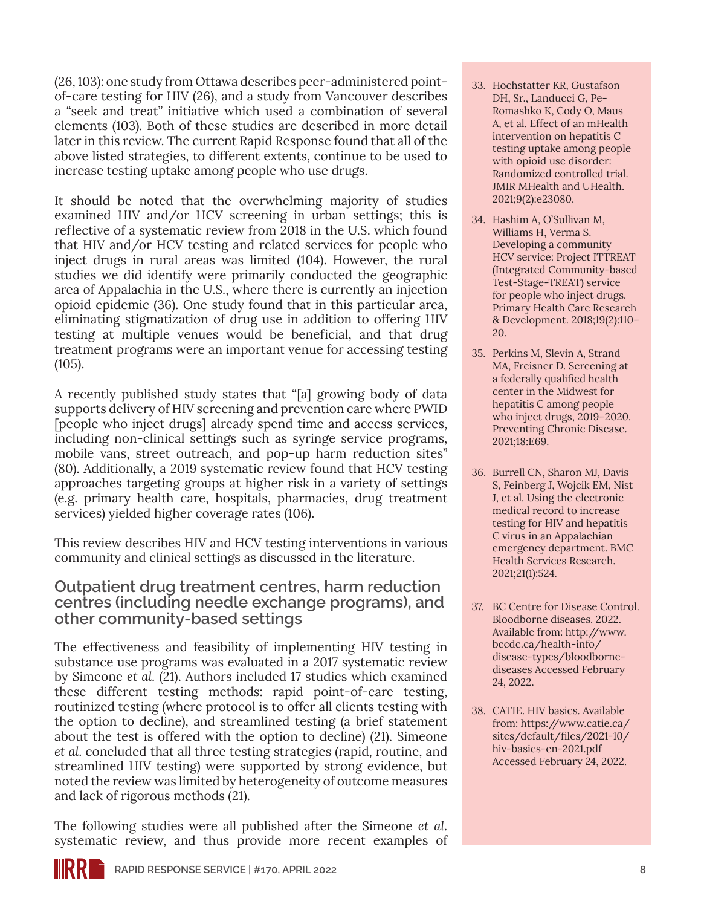(26, 103): one study from Ottawa describes peer-administered point-of-care testing for HIV (26), and a study from Vancouver describes a "seek and treat" initiative which used a combination of several elements (103). Both of these studies are described in more detail later in this review. The current Rapid Response found that all of the above listed strategies, to different extents, continue to be used to increase testing uptake among people who use drugs.

It should be noted that the overwhelming majority of studies examined HIV and/or HCV screening in urban settings; this is reflective of a systematic review from 2018 in the U.S. which found that HIV and/or HCV testing and related services for people who inject drugs in rural areas was limited (104). However, the rural studies we did identify were primarily conducted the geographic area of Appalachia in the U.S., where there is currently an injection opioid epidemic (36). One study found that in this particular area, eliminating stigmatization of drug use in addition to offering HIV testing at multiple venues would be beneficial, and that drug treatment programs were an important venue for accessing testing (105).

A recently published study states that "[a] growing body of data supports delivery of HIV screening and prevention care where PWID [people who inject drugs] already spend time and access services, including non-clinical settings such as syringe service programs, mobile vans, street outreach, and pop-up harm reduction sites" (80). Additionally, a 2019 systematic review found that HCV testing approaches targeting groups at higher risk in a variety of settings (e.g. primary health care, hospitals, pharmacies, drug treatment services) yielded higher coverage rates (106).

This review describes HIV and HCV testing interventions in various community and clinical settings as discussed in the literature.

## Outpatient drug treatment centres, harm reduction centres (including needle exchange programs), and other community-based settings

The effectiveness and feasibility of implementing HIV testing in substance use programs was evaluated in a 2017 systematic review by Simeone *et al.* (21). Authors included 17 studies which examined these different testing methods: rapid point-of-care testing, routinized testing (where protocol is to offer all clients testing with the option to decline), and streamlined testing (a brief statement about the test is offered with the option to decline) (21). Simeone *et al.* concluded that all three testing strategies (rapid, routine, and streamlined HIV testing) were supported by strong evidence, but noted the review was limited by heterogeneity of outcome measures and lack of rigorous methods (21).

The following studies were all published after the Simeone *et al.* systematic review, and thus provide more recent examples of

33. Hochstatter KR, Gustafson DH, Sr., Landucci G, Pe-Romashko K, Cody O, Maus A, et al. Effect of an mHealth intervention on hepatitis C testing uptake among people with opioid use disorder: Randomized controlled trial. JMIR MHealth and UHealth. 2021;9(2):e23080.
34. Hashim A, O'Sullivan M, Williams H, Verma S. Developing a community HCV service: Project ITTREAT (Integrated Community-based Test-Stage-TREAT) service for people who inject drugs. Primary Health Care Research & Development. 2018;19(2):110–20.
35. Perkins M, Slevin A, Strand MA, Freisner D. Screening at a federally qualified health center in the Midwest for hepatitis C among people who inject drugs, 2019–2020. Preventing Chronic Disease. 2021;18:E69.
36. Burrell CN, Sharon MJ, Davis S, Feinberg J, Wojcik EM, Nist J, et al. Using the electronic medical record to increase testing for HIV and hepatitis C virus in an Appalachian emergency department. BMC Health Services Research. 2021;21(1):524.
37. BC Centre for Disease Control. Bloodborne diseases. 2022. Available from: http://www.bccdc.ca/health-info/disease-types/bloodborne-diseases Accessed February 24, 2022.
38. CATIE. HIV basics. Available from: https://www.catie.ca/sites/default/files/2021-10/hiv-basics-en-2021.pdf Accessed February 24, 2022.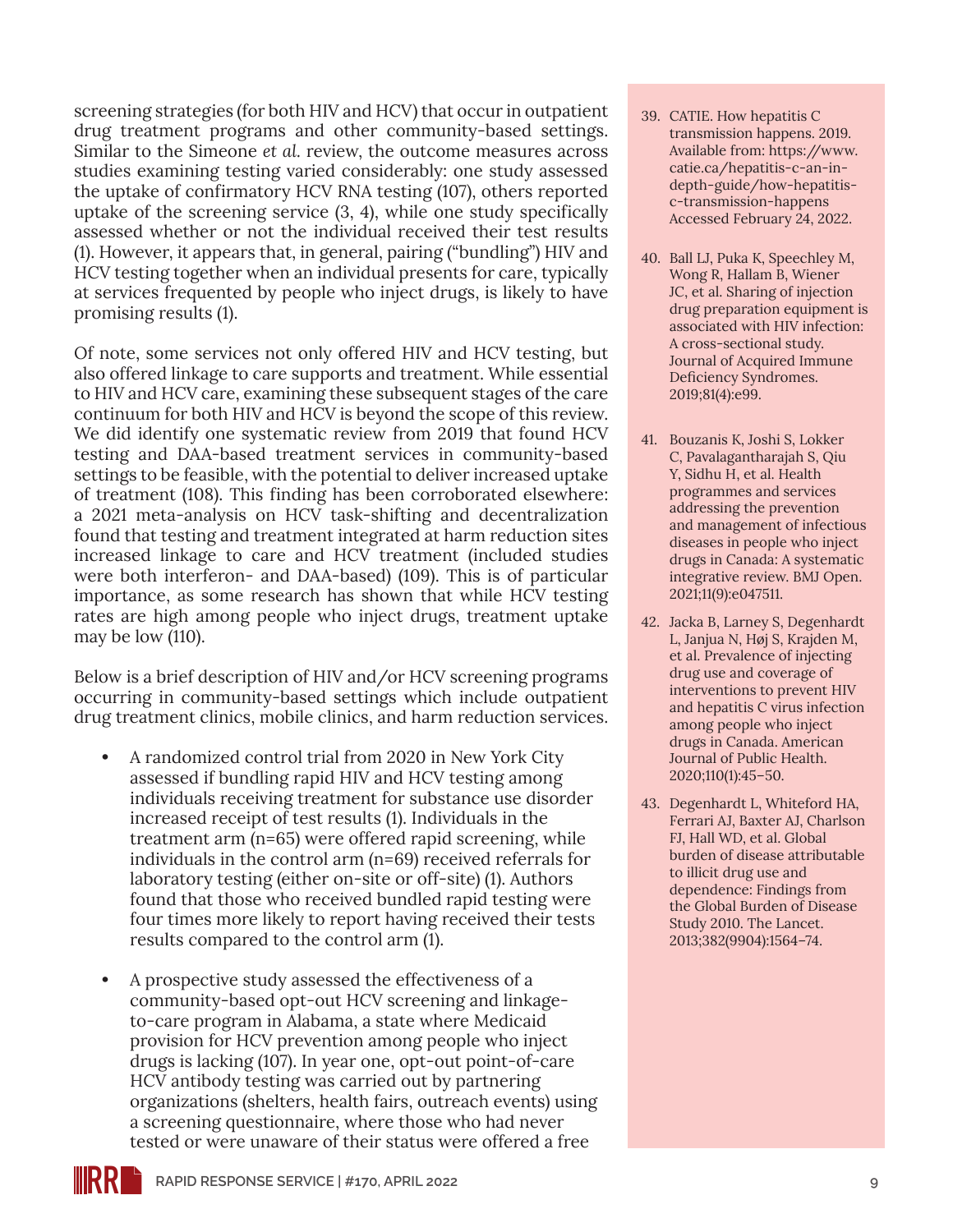screening strategies (for both HIV and HCV) that occur in outpatient drug treatment programs and other community-based settings. Similar to the Simeone *et al.* review, the outcome measures across studies examining testing varied considerably: one study assessed the uptake of confirmatory HCV RNA testing (107), others reported uptake of the screening service (3, 4), while one study specifically assessed whether or not the individual received their test results (1). However, it appears that, in general, pairing ("bundling") HIV and HCV testing together when an individual presents for care, typically at services frequented by people who inject drugs, is likely to have promising results (1).

Of note, some services not only offered HIV and HCV testing, but also offered linkage to care supports and treatment. While essential to HIV and HCV care, examining these subsequent stages of the care continuum for both HIV and HCV is beyond the scope of this review. We did identify one systematic review from 2019 that found HCV testing and DAA-based treatment services in community-based settings to be feasible, with the potential to deliver increased uptake of treatment (108). This finding has been corroborated elsewhere: a 2021 meta-analysis on HCV task-shifting and decentralization found that testing and treatment integrated at harm reduction sites increased linkage to care and HCV treatment (included studies were both interferon- and DAA-based) (109). This is of particular importance, as some research has shown that while HCV testing rates are high among people who inject drugs, treatment uptake may be low (110).

Below is a brief description of HIV and/or HCV screening programs occurring in community-based settings which include outpatient drug treatment clinics, mobile clinics, and harm reduction services.

- A randomized control trial from 2020 in New York City assessed if bundling rapid HIV and HCV testing among individuals receiving treatment for substance use disorder increased receipt of test results (1). Individuals in the treatment arm (n=65) were offered rapid screening, while individuals in the control arm (n=69) received referrals for laboratory testing (either on-site or off-site) (1). Authors found that those who received bundled rapid testing were four times more likely to report having received their tests results compared to the control arm (1).
- A prospective study assessed the effectiveness of a community-based opt-out HCV screening and linkage-to-care program in Alabama, a state where Medicaid provision for HCV prevention among people who inject drugs is lacking (107). In year one, opt-out point-of-care HCV antibody testing was carried out by partnering organizations (shelters, health fairs, outreach events) using a screening questionnaire, where those who had never tested or were unaware of their status were offered a free

39. CATIE. How hepatitis C transmission happens. 2019. Available from: https://www.catie.ca/hepatitis-c-an-in-depth-guide/how-hepatitis-c-transmission-happens Accessed February 24, 2022.

40. Ball LJ, Puka K, Speechley M, Wong R, Hallam B, Wiener JC, et al. Sharing of injection drug preparation equipment is associated with HIV infection: A cross-sectional study. Journal of Acquired Immune Deficiency Syndromes. 2019;81(4):e99.

41. Bouzanis K, Joshi S, Lokker C, Pavalagantharajah S, Qiu Y, Sidhu H, et al. Health programmes and services addressing the prevention and management of infectious diseases in people who inject drugs in Canada: A systematic integrative review. BMJ Open. 2021;11(9):e047511.

42. Jacka B, Larney S, Degenhardt L, Janjua N, Høj S, Krajden M, et al. Prevalence of injecting drug use and coverage of interventions to prevent HIV and hepatitis C virus infection among people who inject drugs in Canada. American Journal of Public Health. 2020;110(1):45–50.

43. Degenhardt L, Whiteford HA, Ferrari AJ, Baxter AJ, Charlson FJ, Hall WD, et al. Global burden of disease attributable to illicit drug use and dependence: Findings from the Global Burden of Disease Study 2010. The Lancet. 2013;382(9904):1564–74.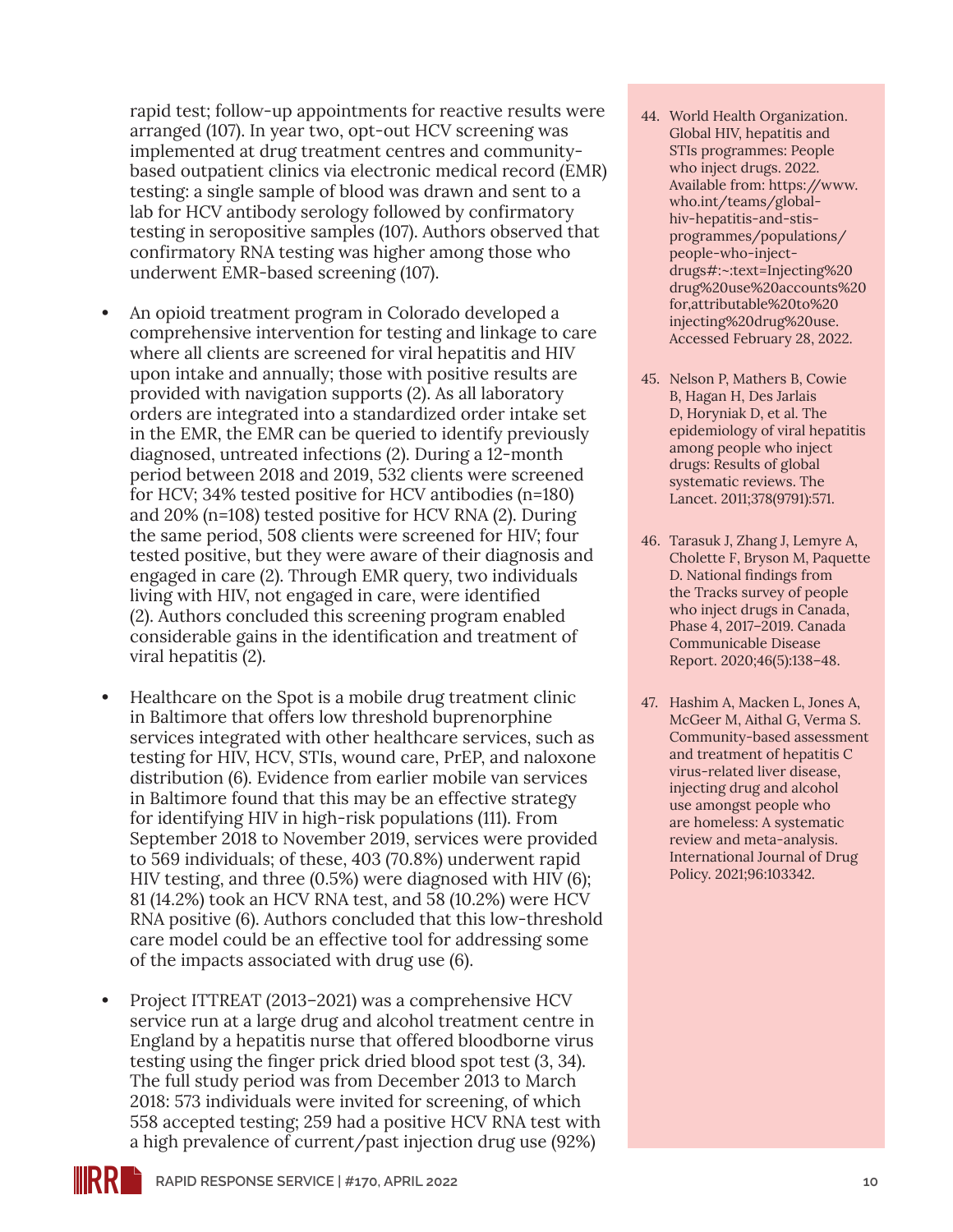rapid test; follow-up appointments for reactive results were arranged (107). In year two, opt-out HCV screening was implemented at drug treatment centres and community-based outpatient clinics via electronic medical record (EMR) testing: a single sample of blood was drawn and sent to a lab for HCV antibody serology followed by confirmatory testing in seropositive samples (107). Authors observed that confirmatory RNA testing was higher among those who underwent EMR-based screening (107).

- An opioid treatment program in Colorado developed a comprehensive intervention for testing and linkage to care where all clients are screened for viral hepatitis and HIV upon intake and annually; those with positive results are provided with navigation supports (2). As all laboratory orders are integrated into a standardized order intake set in the EMR, the EMR can be queried to identify previously diagnosed, untreated infections (2). During a 12-month period between 2018 and 2019, 532 clients were screened for HCV; 34% tested positive for HCV antibodies (n=180) and 20% (n=108) tested positive for HCV RNA (2). During the same period, 508 clients were screened for HIV; four tested positive, but they were aware of their diagnosis and engaged in care (2). Through EMR query, two individuals living with HIV, not engaged in care, were identified (2). Authors concluded this screening program enabled considerable gains in the identification and treatment of viral hepatitis (2).

- Healthcare on the Spot is a mobile drug treatment clinic in Baltimore that offers low threshold buprenorphine services integrated with other healthcare services, such as testing for HIV, HCV, STIs, wound care, PrEP, and naloxone distribution (6). Evidence from earlier mobile van services in Baltimore found that this may be an effective strategy for identifying HIV in high-risk populations (111). From September 2018 to November 2019, services were provided to 569 individuals; of these, 403 (70.8%) underwent rapid HIV testing, and three (0.5%) were diagnosed with HIV (6); 81 (14.2%) took an HCV RNA test, and 58 (10.2%) were HCV RNA positive (6). Authors concluded that this low-threshold care model could be an effective tool for addressing some of the impacts associated with drug use (6).

- Project ITTREAT (2013–2021) was a comprehensive HCV service run at a large drug and alcohol treatment centre in England by a hepatitis nurse that offered bloodborne virus testing using the finger prick dried blood spot test (3, 34). The full study period was from December 2013 to March 2018: 573 individuals were invited for screening, of which 558 accepted testing; 259 had a positive HCV RNA test with a high prevalence of current/past injection drug use (92%)

44. World Health Organization. Global HIV, hepatitis and STIs programmes: People who inject drugs. 2022. Available from: https://www.who.int/teams/global-hiv-hepatitis-and-stis-programmes/populations/people-who-inject-drugs#:~:text=Injecting%20drug%20use%20accounts%20for,attributable%20to%20injecting%20drug%20use. Accessed February 28, 2022.

45. Nelson P, Mathers B, Cowie B, Hagan H, Des Jarlais D, Horyniak D, et al. The epidemiology of viral hepatitis among people who inject drugs: Results of global systematic reviews. The Lancet. 2011;378(9791):571.

46. Tarasuk J, Zhang J, Lemyre A, Cholette F, Bryson M, Paquette D. National findings from the Tracks survey of people who inject drugs in Canada, Phase 4, 2017–2019. Canada Communicable Disease Report. 2020;46(5):138–48.

47. Hashim A, Macken L, Jones A, McGeer M, Aithal G, Verma S. Community-based assessment and treatment of hepatitis C virus-related liver disease, injecting drug and alcohol use amongst people who are homeless: A systematic review and meta-analysis. International Journal of Drug Policy. 2021;96:103342.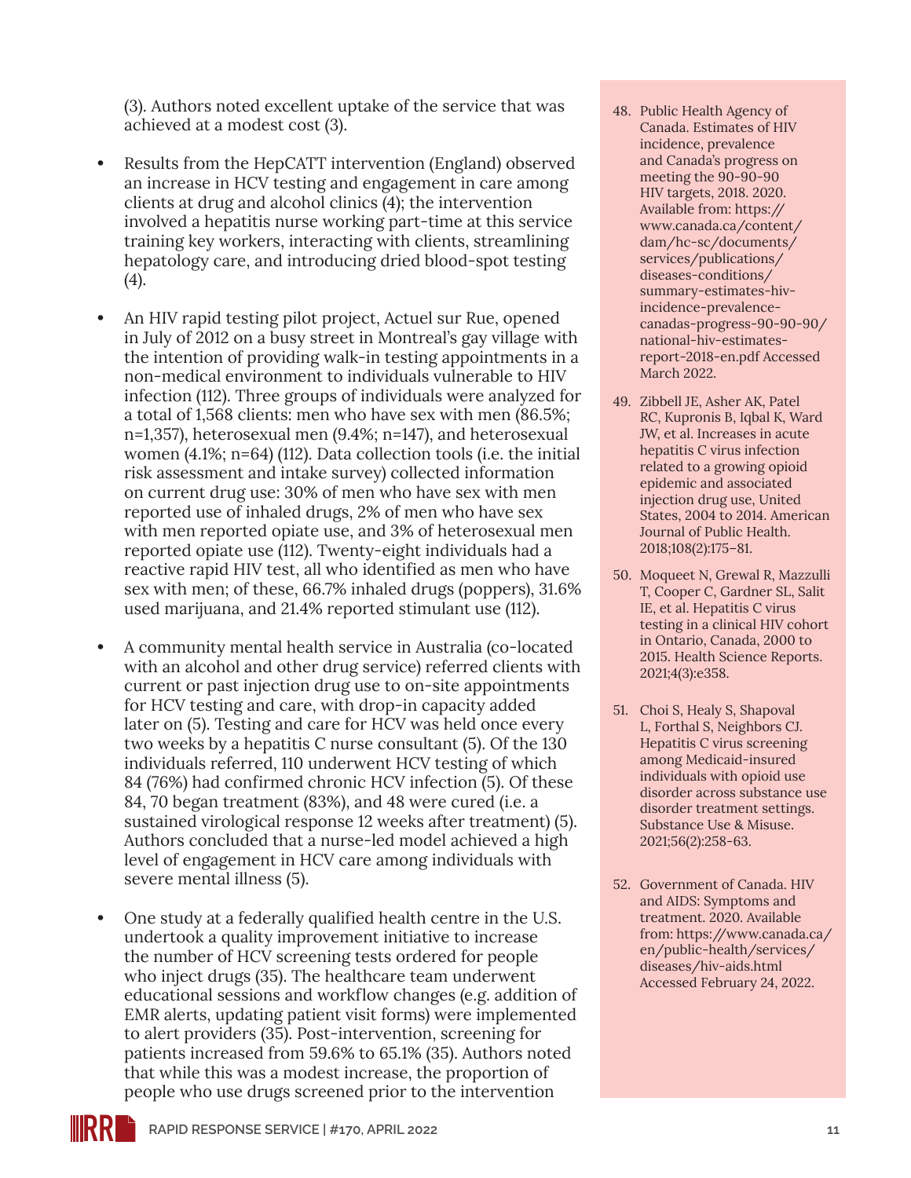(3). Authors noted excellent uptake of the service that was achieved at a modest cost (3).

- Results from the HepCATT intervention (England) observed an increase in HCV testing and engagement in care among clients at drug and alcohol clinics (4); the intervention involved a hepatitis nurse working part-time at this service training key workers, interacting with clients, streamlining hepatology care, and introducing dried blood-spot testing (4).

- An HIV rapid testing pilot project, Actuel sur Rue, opened in July of 2012 on a busy street in Montreal's gay village with the intention of providing walk-in testing appointments in a non-medical environment to individuals vulnerable to HIV infection (112). Three groups of individuals were analyzed for a total of 1,568 clients: men who have sex with men (86.5%; n=1,357), heterosexual men (9.4%; n=147), and heterosexual women (4.1%; n=64) (112). Data collection tools (i.e. the initial risk assessment and intake survey) collected information on current drug use: 30% of men who have sex with men reported use of inhaled drugs, 2% of men who have sex with men reported opiate use, and 3% of heterosexual men reported opiate use (112). Twenty-eight individuals had a reactive rapid HIV test, all who identified as men who have sex with men; of these, 66.7% inhaled drugs (poppers), 31.6% used marijuana, and 21.4% reported stimulant use (112).

- A community mental health service in Australia (co-located with an alcohol and other drug service) referred clients with current or past injection drug use to on-site appointments for HCV testing and care, with drop-in capacity added later on (5). Testing and care for HCV was held once every two weeks by a hepatitis C nurse consultant (5). Of the 130 individuals referred, 110 underwent HCV testing of which 84 (76%) had confirmed chronic HCV infection (5). Of these 84, 70 began treatment (83%), and 48 were cured (i.e. a sustained virological response 12 weeks after treatment) (5). Authors concluded that a nurse-led model achieved a high level of engagement in HCV care among individuals with severe mental illness (5).

- One study at a federally qualified health centre in the U.S. undertook a quality improvement initiative to increase the number of HCV screening tests ordered for people who inject drugs (35). The healthcare team underwent educational sessions and workflow changes (e.g. addition of EMR alerts, updating patient visit forms) were implemented to alert providers (35). Post-intervention, screening for patients increased from 59.6% to 65.1% (35). Authors noted that while this was a modest increase, the proportion of people who use drugs screened prior to the intervention

48. Public Health Agency of Canada. Estimates of HIV incidence, prevalence and Canada's progress on meeting the 90-90-90 HIV targets, 2018. 2020. Available from: https://www.canada.ca/content/dam/hc-sc/documents/services/publications/diseases-conditions/summary-estimates-hiv-incidence-prevalence-canadas-progress-90-90-90/national-hiv-estimates-report-2018-en.pdf Accessed March 2022.
49. Zibbell JE, Asher AK, Patel RC, Kupronis B, Iqbal K, Ward JW, et al. Increases in acute hepatitis C virus infection related to a growing opioid epidemic and associated injection drug use, United States, 2004 to 2014. American Journal of Public Health. 2018;108(2):175–81.
50. Moqueet N, Grewal R, Mazzulli T, Cooper C, Gardner SL, Salit IE, et al. Hepatitis C virus testing in a clinical HIV cohort in Ontario, Canada, 2000 to 2015. Health Science Reports. 2021;4(3):e358.
51. Choi S, Healy S, Shapoval L, Forthal S, Neighbors CJ. Hepatitis C virus screening among Medicaid-insured individuals with opioid use disorder across substance use disorder treatment settings. Substance Use & Misuse. 2021;56(2):258-63.
52. Government of Canada. HIV and AIDS: Symptoms and treatment. 2020. Available from: https://www.canada.ca/en/public-health/services/diseases/hiv-aids.html Accessed February 24, 2022.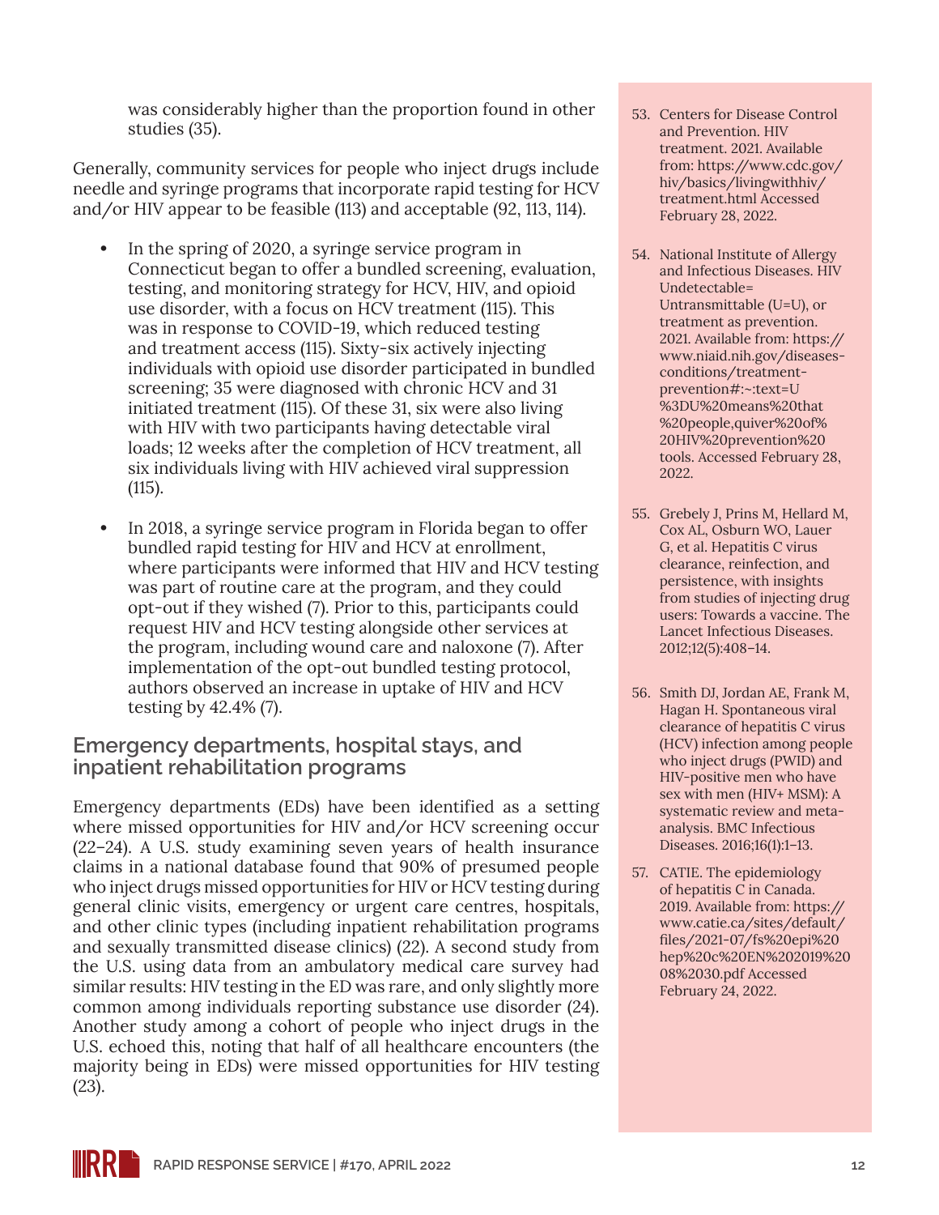was considerably higher than the proportion found in other studies (35).

Generally, community services for people who inject drugs include needle and syringe programs that incorporate rapid testing for HCV and/or HIV appear to be feasible (113) and acceptable (92, 113, 114).

- In the spring of 2020, a syringe service program in Connecticut began to offer a bundled screening, evaluation, testing, and monitoring strategy for HCV, HIV, and opioid use disorder, with a focus on HCV treatment (115). This was in response to COVID-19, which reduced testing and treatment access (115). Sixty-six actively injecting individuals with opioid use disorder participated in bundled screening; 35 were diagnosed with chronic HCV and 31 initiated treatment (115). Of these 31, six were also living with HIV with two participants having detectable viral loads; 12 weeks after the completion of HCV treatment, all six individuals living with HIV achieved viral suppression (115).
- In 2018, a syringe service program in Florida began to offer bundled rapid testing for HIV and HCV at enrollment, where participants were informed that HIV and HCV testing was part of routine care at the program, and they could opt-out if they wished (7). Prior to this, participants could request HIV and HCV testing alongside other services at the program, including wound care and naloxone (7). After implementation of the opt-out bundled testing protocol, authors observed an increase in uptake of HIV and HCV testing by 42.4% (7).

## Emergency departments, hospital stays, and inpatient rehabilitation programs

Emergency departments (EDs) have been identified as a setting where missed opportunities for HIV and/or HCV screening occur (22–24). A U.S. study examining seven years of health insurance claims in a national database found that 90% of presumed people who inject drugs missed opportunities for HIV or HCV testing during general clinic visits, emergency or urgent care centres, hospitals, and other clinic types (including inpatient rehabilitation programs and sexually transmitted disease clinics) (22). A second study from the U.S. using data from an ambulatory medical care survey had similar results: HIV testing in the ED was rare, and only slightly more common among individuals reporting substance use disorder (24). Another study among a cohort of people who inject drugs in the U.S. echoed this, noting that half of all healthcare encounters (the majority being in EDs) were missed opportunities for HIV testing (23).

53. Centers for Disease Control and Prevention. HIV treatment. 2021. Available from: https://www.cdc.gov/hiv/basics/livingwithhiv/treatment.html Accessed February 28, 2022.

54. National Institute of Allergy and Infectious Diseases. HIV Undetectable= Untransmittable (U=U), or treatment as prevention. 2021. Available from: https://www.niaid.nih.gov/diseases-conditions/treatment-prevention#:~:text=U%3DU%20means%20that%20people,quiver%20of%20HIV%20prevention%20tools. Accessed February 28, 2022.

55. Grebely J, Prins M, Hellard M, Cox AL, Osburn WO, Lauer G, et al. Hepatitis C virus clearance, reinfection, and persistence, with insights from studies of injecting drug users: Towards a vaccine. The Lancet Infectious Diseases. 2012;12(5):408–14.

56. Smith DJ, Jordan AE, Frank M, Hagan H. Spontaneous viral clearance of hepatitis C virus (HCV) infection among people who inject drugs (PWID) and HIV-positive men who have sex with men (HIV+ MSM): A systematic review and meta-analysis. BMC Infectious Diseases. 2016;16(1):1–13.

57. CATIE. The epidemiology of hepatitis C in Canada. 2019. Available from: https://www.catie.ca/sites/default/files/2021-07/fs%20epi%20hep%20c%20EN%202019%2008%2030.pdf Accessed February 24, 2022.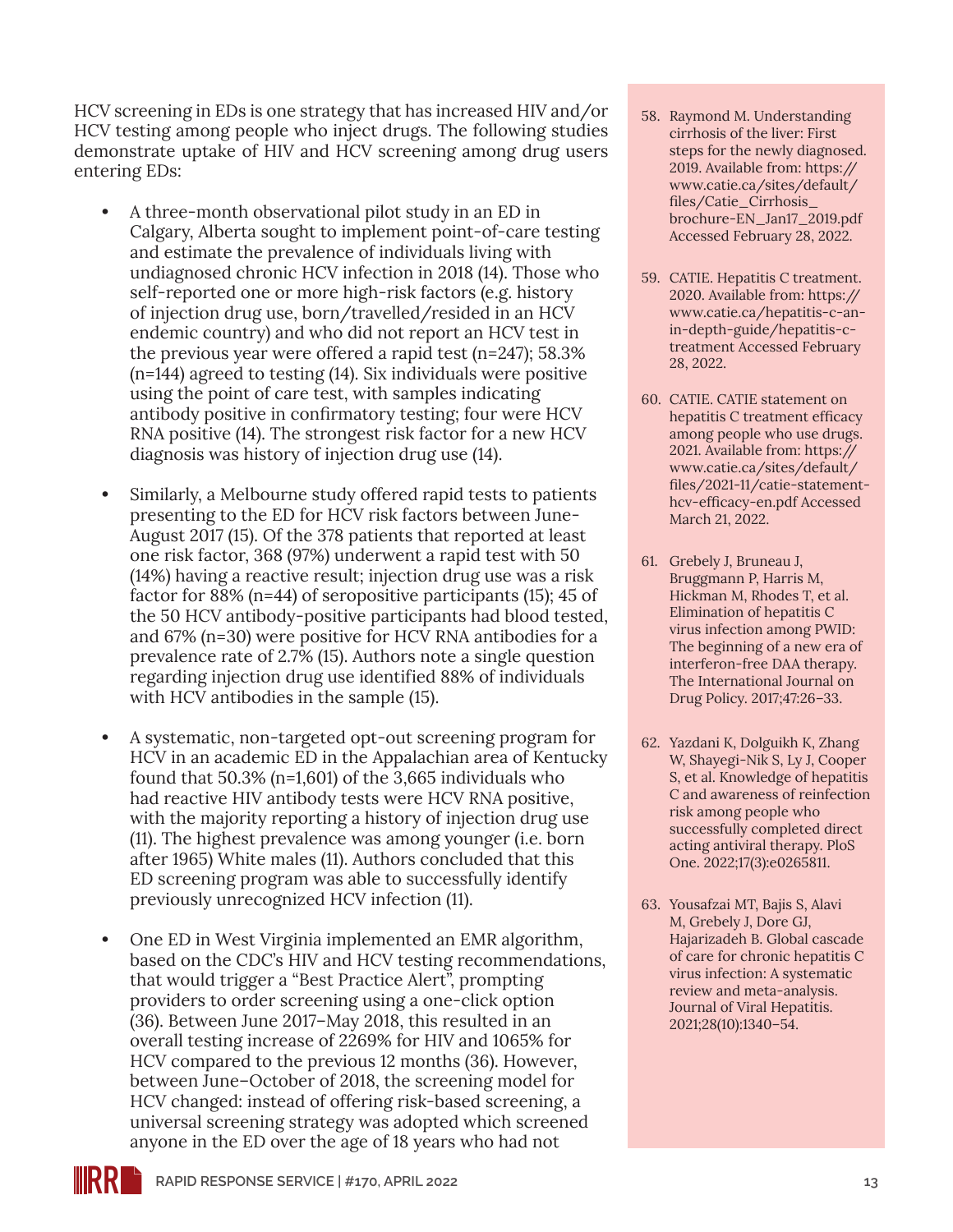HCV screening in EDs is one strategy that has increased HIV and/or HCV testing among people who inject drugs. The following studies demonstrate uptake of HIV and HCV screening among drug users entering EDs:

- A three-month observational pilot study in an ED in Calgary, Alberta sought to implement point-of-care testing and estimate the prevalence of individuals living with undiagnosed chronic HCV infection in 2018 (14). Those who self-reported one or more high-risk factors (e.g. history of injection drug use, born/travelled/resided in an HCV endemic country) and who did not report an HCV test in the previous year were offered a rapid test (n=247); 58.3% (n=144) agreed to testing (14). Six individuals were positive using the point of care test, with samples indicating antibody positive in confirmatory testing; four were HCV RNA positive (14). The strongest risk factor for a new HCV diagnosis was history of injection drug use (14).

- Similarly, a Melbourne study offered rapid tests to patients presenting to the ED for HCV risk factors between June-August 2017 (15). Of the 378 patients that reported at least one risk factor, 368 (97%) underwent a rapid test with 50 (14%) having a reactive result; injection drug use was a risk factor for 88% (n=44) of seropositive participants (15); 45 of the 50 HCV antibody-positive participants had blood tested, and 67% (n=30) were positive for HCV RNA antibodies for a prevalence rate of 2.7% (15). Authors note a single question regarding injection drug use identified 88% of individuals with HCV antibodies in the sample (15).

- A systematic, non-targeted opt-out screening program for HCV in an academic ED in the Appalachian area of Kentucky found that 50.3% (n=1,601) of the 3,665 individuals who had reactive HIV antibody tests were HCV RNA positive, with the majority reporting a history of injection drug use (11). The highest prevalence was among younger (i.e. born after 1965) White males (11). Authors concluded that this ED screening program was able to successfully identify previously unrecognized HCV infection (11).

- One ED in West Virginia implemented an EMR algorithm, based on the CDC's HIV and HCV testing recommendations, that would trigger a "Best Practice Alert", prompting providers to order screening using a one-click option (36). Between June 2017–May 2018, this resulted in an overall testing increase of 2269% for HIV and 1065% for HCV compared to the previous 12 months (36). However, between June–October of 2018, the screening model for HCV changed: instead of offering risk-based screening, a universal screening strategy was adopted which screened anyone in the ED over the age of 18 years who had not

58. Raymond M. Understanding cirrhosis of the liver: First steps for the newly diagnosed. 2019. Available from: https://www.catie.ca/sites/default/files/Catie_Cirrhosis_brochure-EN_Jan17_2019.pdf Accessed February 28, 2022.

59. CATIE. Hepatitis C treatment. 2020. Available from: https://www.catie.ca/hepatitis-c-an-in-depth-guide/hepatitis-c-treatment Accessed February 28, 2022.

60. CATIE. CATIE statement on hepatitis C treatment efficacy among people who use drugs. 2021. Available from: https://www.catie.ca/sites/default/files/2021-11/catie-statement-hcv-efficacy-en.pdf Accessed March 21, 2022.

61. Grebely J, Bruneau J, Bruggmann P, Harris M, Hickman M, Rhodes T, et al. Elimination of hepatitis C virus infection among PWID: The beginning of a new era of interferon-free DAA therapy. The International Journal on Drug Policy. 2017;47:26–33.

62. Yazdani K, Dolguikh K, Zhang W, Shayegi-Nik S, Ly J, Cooper S, et al. Knowledge of hepatitis C and awareness of reinfection risk among people who successfully completed direct acting antiviral therapy. PloS One. 2022;17(3):e0265811.

63. Yousafzai MT, Bajis S, Alavi M, Grebely J, Dore GJ, Hajarizadeh B. Global cascade of care for chronic hepatitis C virus infection: A systematic review and meta-analysis. Journal of Viral Hepatitis. 2021;28(10):1340–54.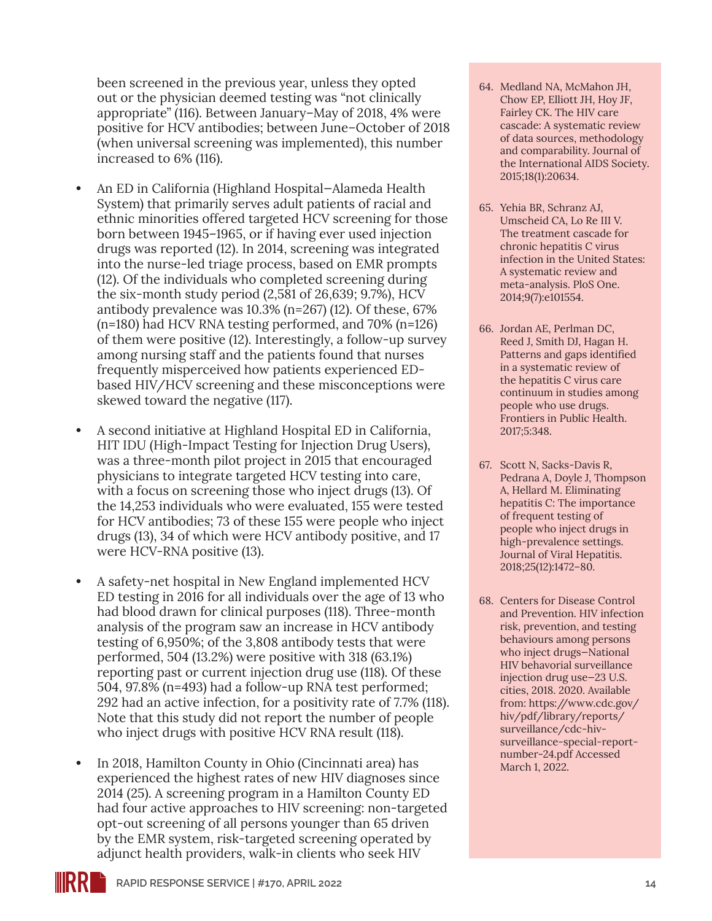been screened in the previous year, unless they opted out or the physician deemed testing was "not clinically appropriate" (116). Between January–May of 2018, 4% were positive for HCV antibodies; between June–October of 2018 (when universal screening was implemented), this number increased to 6% (116).

- An ED in California (Highland Hospital—Alameda Health System) that primarily serves adult patients of racial and ethnic minorities offered targeted HCV screening for those born between 1945–1965, or if having ever used injection drugs was reported (12). In 2014, screening was integrated into the nurse-led triage process, based on EMR prompts (12). Of the individuals who completed screening during the six-month study period (2,581 of 26,639; 9.7%), HCV antibody prevalence was 10.3% (n=267) (12). Of these, 67% (n=180) had HCV RNA testing performed, and 70% (n=126) of them were positive (12). Interestingly, a follow-up survey among nursing staff and the patients found that nurses frequently misperceived how patients experienced ED-based HIV/HCV screening and these misconceptions were skewed toward the negative (117).

- A second initiative at Highland Hospital ED in California, HIT IDU (High-Impact Testing for Injection Drug Users), was a three-month pilot project in 2015 that encouraged physicians to integrate targeted HCV testing into care, with a focus on screening those who inject drugs (13). Of the 14,253 individuals who were evaluated, 155 were tested for HCV antibodies; 73 of these 155 were people who inject drugs (13), 34 of which were HCV antibody positive, and 17 were HCV-RNA positive (13).

- A safety-net hospital in New England implemented HCV ED testing in 2016 for all individuals over the age of 13 who had blood drawn for clinical purposes (118). Three-month analysis of the program saw an increase in HCV antibody testing of 6,950%; of the 3,808 antibody tests that were performed, 504 (13.2%) were positive with 318 (63.1%) reporting past or current injection drug use (118). Of these 504, 97.8% (n=493) had a follow-up RNA test performed; 292 had an active infection, for a positivity rate of 7.7% (118). Note that this study did not report the number of people who inject drugs with positive HCV RNA result (118).

- In 2018, Hamilton County in Ohio (Cincinnati area) has experienced the highest rates of new HIV diagnoses since 2014 (25). A screening program in a Hamilton County ED had four active approaches to HIV screening: non-targeted opt-out screening of all persons younger than 65 driven by the EMR system, risk-targeted screening operated by adjunct health providers, walk-in clients who seek HIV

64. Medland NA, McMahon JH, Chow EP, Elliott JH, Hoy JF, Fairley CK. The HIV care cascade: A systematic review of data sources, methodology and comparability. Journal of the International AIDS Society. 2015;18(1):20634.

65. Yehia BR, Schranz AJ, Umscheid CA, Lo Re III V. The treatment cascade for chronic hepatitis C virus infection in the United States: A systematic review and meta-analysis. PloS One. 2014;9(7):e101554.

66. Jordan AE, Perlman DC, Reed J, Smith DJ, Hagan H. Patterns and gaps identified in a systematic review of the hepatitis C virus care continuum in studies among people who use drugs. Frontiers in Public Health. 2017;5:348.

67. Scott N, Sacks-Davis R, Pedrana A, Doyle J, Thompson A, Hellard M. Eliminating hepatitis C: The importance of frequent testing of people who inject drugs in high-prevalence settings. Journal of Viral Hepatitis. 2018;25(12):1472–80.

68. Centers for Disease Control and Prevention. HIV infection risk, prevention, and testing behaviours among persons who inject drugs—National HIV behavorial surveillance injection drug use—23 U.S. cities, 2018. 2020. Available from: https://www.cdc.gov/hiv/pdf/library/reports/surveillance/cdc-hiv-surveillance-special-report-number-24.pdf Accessed March 1, 2022.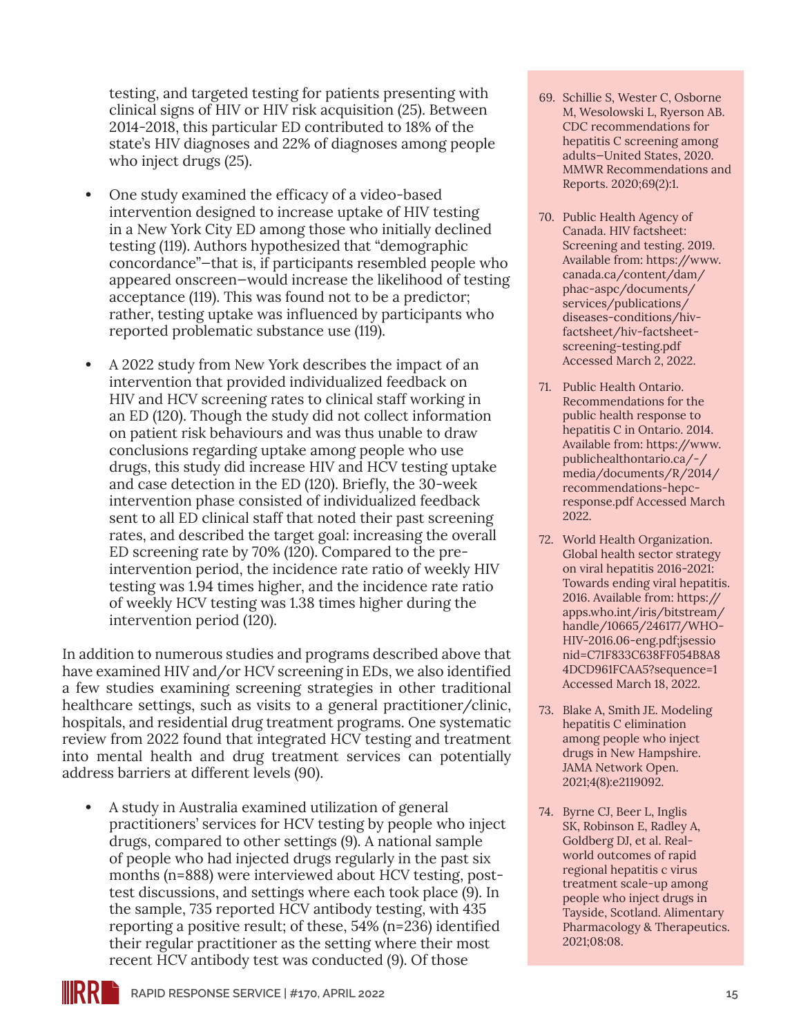testing, and targeted testing for patients presenting with clinical signs of HIV or HIV risk acquisition (25). Between 2014-2018, this particular ED contributed to 18% of the state's HIV diagnoses and 22% of diagnoses among people who inject drugs (25).

- One study examined the efficacy of a video-based intervention designed to increase uptake of HIV testing in a New York City ED among those who initially declined testing (119). Authors hypothesized that "demographic concordance"—that is, if participants resembled people who appeared onscreen—would increase the likelihood of testing acceptance (119). This was found not to be a predictor; rather, testing uptake was influenced by participants who reported problematic substance use (119).

- A 2022 study from New York describes the impact of an intervention that provided individualized feedback on HIV and HCV screening rates to clinical staff working in an ED (120). Though the study did not collect information on patient risk behaviours and was thus unable to draw conclusions regarding uptake among people who use drugs, this study did increase HIV and HCV testing uptake and case detection in the ED (120). Briefly, the 30-week intervention phase consisted of individualized feedback sent to all ED clinical staff that noted their past screening rates, and described the target goal: increasing the overall ED screening rate by 70% (120). Compared to the pre-intervention period, the incidence rate ratio of weekly HIV testing was 1.94 times higher, and the incidence rate ratio of weekly HCV testing was 1.38 times higher during the intervention period (120).

In addition to numerous studies and programs described above that have examined HIV and/or HCV screening in EDs, we also identified a few studies examining screening strategies in other traditional healthcare settings, such as visits to a general practitioner/clinic, hospitals, and residential drug treatment programs. One systematic review from 2022 found that integrated HCV testing and treatment into mental health and drug treatment services can potentially address barriers at different levels (90).

- A study in Australia examined utilization of general practitioners' services for HCV testing by people who inject drugs, compared to other settings (9). A national sample of people who had injected drugs regularly in the past six months (n=888) were interviewed about HCV testing, post-test discussions, and settings where each took place (9). In the sample, 735 reported HCV antibody testing, with 435 reporting a positive result; of these, 54% (n=236) identified their regular practitioner as the setting where their most recent HCV antibody test was conducted (9). Of those

69. Schillie S, Wester C, Osborne M, Wesolowski L, Ryerson AB. CDC recommendations for hepatitis C screening among adults—United States, 2020. MMWR Recommendations and Reports. 2020;69(2):1.

70. Public Health Agency of Canada. HIV factsheet: Screening and testing. 2019. Available from: https://www.canada.ca/content/dam/phac-aspc/documents/services/publications/diseases-conditions/hiv-factsheet/hiv-factsheet-screening-testing.pdf Accessed March 2, 2022.

71. Public Health Ontario. Recommendations for the public health response to hepatitis C in Ontario. 2014. Available from: https://www.publichealthontario.ca/-/media/documents/R/2014/recommendations-hepc-response.pdf Accessed March 2022.

72. World Health Organization. Global health sector strategy on viral hepatitis 2016-2021: Towards ending viral hepatitis. 2016. Available from: https://apps.who.int/iris/bitstream/handle/10665/246177/WHO-HIV-2016.06-eng.pdf;jsessionid=C71F833C638FF054B8A84DCD961FCAA5?sequence=1 Accessed March 18, 2022.

73. Blake A, Smith JE. Modeling hepatitis C elimination among people who inject drugs in New Hampshire. JAMA Network Open. 2021;4(8):e2119092.

74. Byrne CJ, Beer L, Inglis SK, Robinson E, Radley A, Goldberg DJ, et al. Real-world outcomes of rapid regional hepatitis c virus treatment scale-up among people who inject drugs in Tayside, Scotland. Alimentary Pharmacology & Therapeutics. 2021;08:08.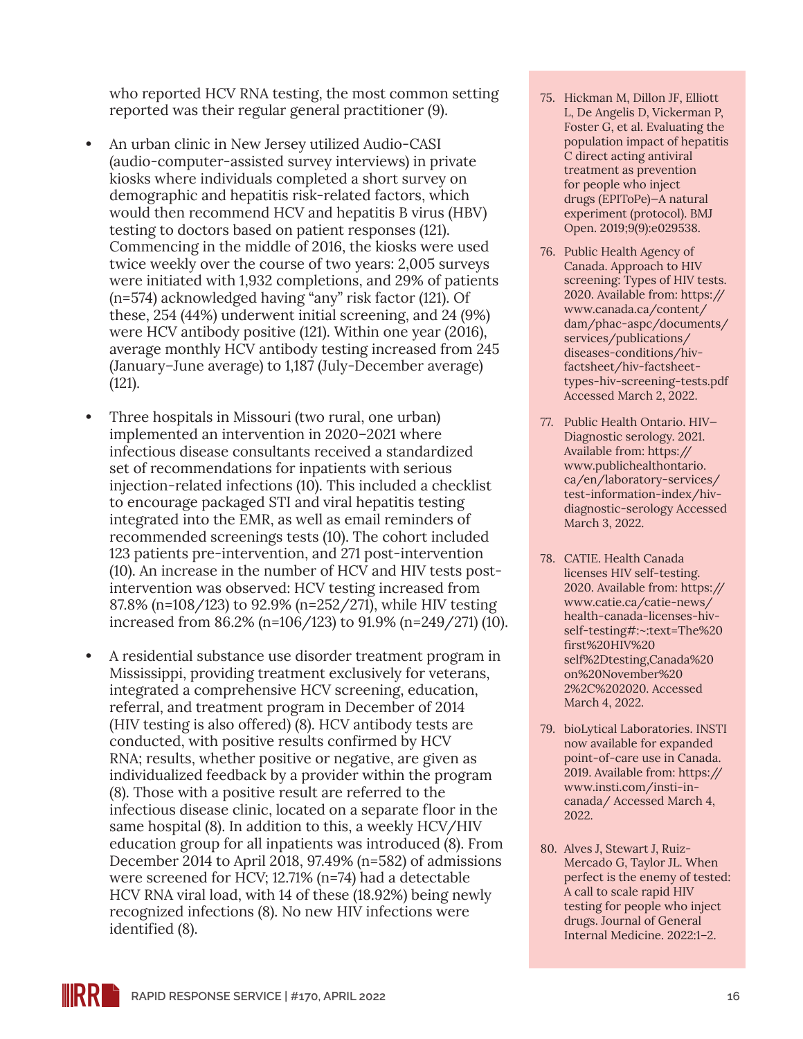who reported HCV RNA testing, the most common setting reported was their regular general practitioner (9).

- An urban clinic in New Jersey utilized Audio-CASI (audio-computer-assisted survey interviews) in private kiosks where individuals completed a short survey on demographic and hepatitis risk-related factors, which would then recommend HCV and hepatitis B virus (HBV) testing to doctors based on patient responses (121). Commencing in the middle of 2016, the kiosks were used twice weekly over the course of two years: 2,005 surveys were initiated with 1,932 completions, and 29% of patients (n=574) acknowledged having "any" risk factor (121). Of these, 254 (44%) underwent initial screening, and 24 (9%) were HCV antibody positive (121). Within one year (2016), average monthly HCV antibody testing increased from 245 (January–June average) to 1,187 (July-December average) (121).

- Three hospitals in Missouri (two rural, one urban) implemented an intervention in 2020–2021 where infectious disease consultants received a standardized set of recommendations for inpatients with serious injection-related infections (10). This included a checklist to encourage packaged STI and viral hepatitis testing integrated into the EMR, as well as email reminders of recommended screenings tests (10). The cohort included 123 patients pre-intervention, and 271 post-intervention (10). An increase in the number of HCV and HIV tests post-intervention was observed: HCV testing increased from 87.8% (n=108/123) to 92.9% (n=252/271), while HIV testing increased from 86.2% (n=106/123) to 91.9% (n=249/271) (10).

- A residential substance use disorder treatment program in Mississippi, providing treatment exclusively for veterans, integrated a comprehensive HCV screening, education, referral, and treatment program in December of 2014 (HIV testing is also offered) (8). HCV antibody tests are conducted, with positive results confirmed by HCV RNA; results, whether positive or negative, are given as individualized feedback by a provider within the program (8). Those with a positive result are referred to the infectious disease clinic, located on a separate floor in the same hospital (8). In addition to this, a weekly HCV/HIV education group for all inpatients was introduced (8). From December 2014 to April 2018, 97.49% (n=582) of admissions were screened for HCV; 12.71% (n=74) had a detectable HCV RNA viral load, with 14 of these (18.92%) being newly recognized infections (8). No new HIV infections were identified (8).

75. Hickman M, Dillon JF, Elliott L, De Angelis D, Vickerman P, Foster G, et al. Evaluating the population impact of hepatitis C direct acting antiviral treatment as prevention for people who inject drugs (EPIToPe)—A natural experiment (protocol). BMJ Open. 2019;9(9):e029538.

76. Public Health Agency of Canada. Approach to HIV screening: Types of HIV tests. 2020. Available from: https://www.canada.ca/content/dam/phac-aspc/documents/services/publications/diseases-conditions/hiv-factsheet/hiv-factsheet-types-hiv-screening-tests.pdf Accessed March 2, 2022.

77. Public Health Ontario. HIV—Diagnostic serology. 2021. Available from: https://www.publichealthontario.ca/en/laboratory-services/test-information-index/hiv-diagnostic-serology Accessed March 3, 2022.

78. CATIE. Health Canada licenses HIV self-testing. 2020. Available from: https://www.catie.ca/catie-news/health-canada-licenses-hiv-self-testing#:~:text=The%20first%20HIV%20self%2Dtesting,Canada%20on%20November%202%2C%202020. Accessed March 4, 2022.

79. bioLytical Laboratories. INSTI now available for expanded point-of-care use in Canada. 2019. Available from: https://www.insti.com/insti-in-canada/ Accessed March 4, 2022.

80. Alves J, Stewart J, Ruiz-Mercado G, Taylor JL. When perfect is the enemy of tested: A call to scale rapid HIV testing for people who inject drugs. Journal of General Internal Medicine. 2022:1–2.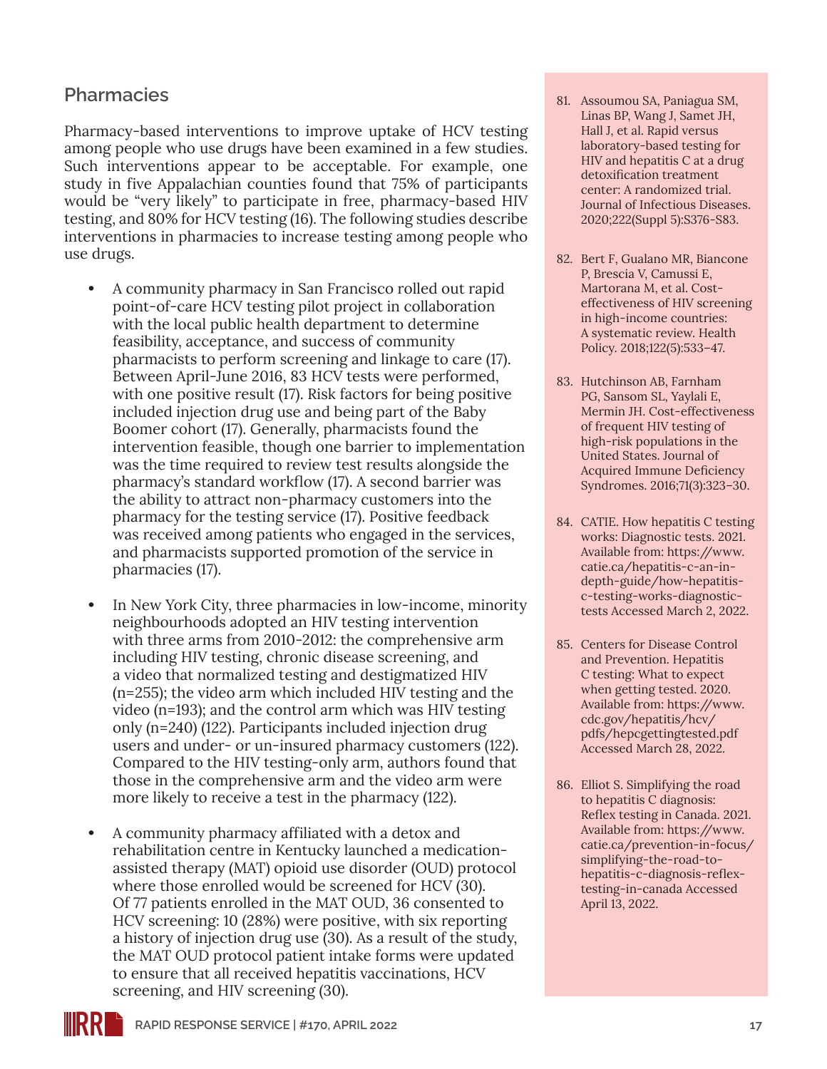## Pharmacies

Pharmacy-based interventions to improve uptake of HCV testing among people who use drugs have been examined in a few studies. Such interventions appear to be acceptable. For example, one study in five Appalachian counties found that 75% of participants would be "very likely" to participate in free, pharmacy-based HIV testing, and 80% for HCV testing (16). The following studies describe interventions in pharmacies to increase testing among people who use drugs.

- A community pharmacy in San Francisco rolled out rapid point-of-care HCV testing pilot project in collaboration with the local public health department to determine feasibility, acceptance, and success of community pharmacists to perform screening and linkage to care (17). Between April-June 2016, 83 HCV tests were performed, with one positive result (17). Risk factors for being positive included injection drug use and being part of the Baby Boomer cohort (17). Generally, pharmacists found the intervention feasible, though one barrier to implementation was the time required to review test results alongside the pharmacy's standard workflow (17). A second barrier was the ability to attract non-pharmacy customers into the pharmacy for the testing service (17). Positive feedback was received among patients who engaged in the services, and pharmacists supported promotion of the service in pharmacies (17).
- In New York City, three pharmacies in low-income, minority neighbourhoods adopted an HIV testing intervention with three arms from 2010-2012: the comprehensive arm including HIV testing, chronic disease screening, and a video that normalized testing and destigmatized HIV (n=255); the video arm which included HIV testing and the video (n=193); and the control arm which was HIV testing only (n=240) (122). Participants included injection drug users and under- or un-insured pharmacy customers (122). Compared to the HIV testing-only arm, authors found that those in the comprehensive arm and the video arm were more likely to receive a test in the pharmacy (122).
- A community pharmacy affiliated with a detox and rehabilitation centre in Kentucky launched a medication-assisted therapy (MAT) opioid use disorder (OUD) protocol where those enrolled would be screened for HCV (30). Of 77 patients enrolled in the MAT OUD, 36 consented to HCV screening: 10 (28%) were positive, with six reporting a history of injection drug use (30). As a result of the study, the MAT OUD protocol patient intake forms were updated to ensure that all received hepatitis vaccinations, HCV screening, and HIV screening (30).

81. Assoumou SA, Paniagua SM, Linas BP, Wang J, Samet JH, Hall J, et al. Rapid versus laboratory-based testing for HIV and hepatitis C at a drug detoxification treatment center: A randomized trial. Journal of Infectious Diseases. 2020;222(Suppl 5):S376-S83.
82. Bert F, Gualano MR, Biancone P, Brescia V, Camussi E, Martorana M, et al. Cost-effectiveness of HIV screening in high-income countries: A systematic review. Health Policy. 2018;122(5):533–47.
83. Hutchinson AB, Farnham PG, Sansom SL, Yaylali E, Mermin JH. Cost-effectiveness of frequent HIV testing of high-risk populations in the United States. Journal of Acquired Immune Deficiency Syndromes. 2016;71(3):323–30.
84. CATIE. How hepatitis C testing works: Diagnostic tests. 2021. Available from: https://www.catie.ca/hepatitis-c-an-in-depth-guide/how-hepatitis-c-testing-works-diagnostic-tests Accessed March 2, 2022.
85. Centers for Disease Control and Prevention. Hepatitis C testing: What to expect when getting tested. 2020. Available from: https://www.cdc.gov/hepatitis/hcv/pdfs/hepcgettingtested.pdf Accessed March 28, 2022.
86. Elliot S. Simplifying the road to hepatitis C diagnosis: Reflex testing in Canada. 2021. Available from: https://www.catie.ca/prevention-in-focus/simplifying-the-road-to-hepatitis-c-diagnosis-reflex-testing-in-canada Accessed April 13, 2022.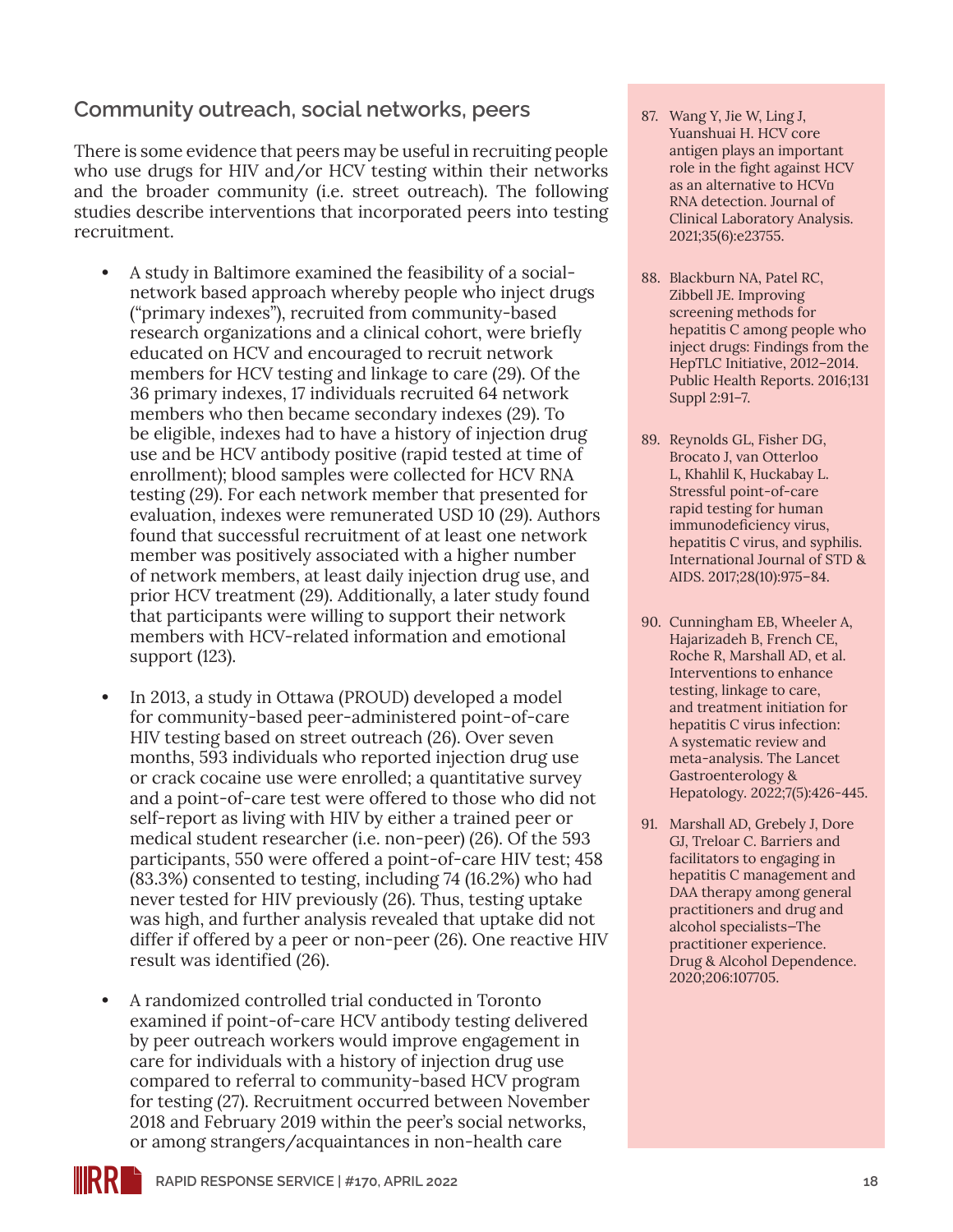## Community outreach, social networks, peers

There is some evidence that peers may be useful in recruiting people who use drugs for HIV and/or HCV testing within their networks and the broader community (i.e. street outreach). The following studies describe interventions that incorporated peers into testing recruitment.

- A study in Baltimore examined the feasibility of a social-network based approach whereby people who inject drugs ("primary indexes"), recruited from community-based research organizations and a clinical cohort, were briefly educated on HCV and encouraged to recruit network members for HCV testing and linkage to care (29). Of the 36 primary indexes, 17 individuals recruited 64 network members who then became secondary indexes (29). To be eligible, indexes had to have a history of injection drug use and be HCV antibody positive (rapid tested at time of enrollment); blood samples were collected for HCV RNA testing (29). For each network member that presented for evaluation, indexes were remunerated USD 10 (29). Authors found that successful recruitment of at least one network member was positively associated with a higher number of network members, at least daily injection drug use, and prior HCV treatment (29). Additionally, a later study found that participants were willing to support their network members with HCV-related information and emotional support (123).

- In 2013, a study in Ottawa (PROUD) developed a model for community-based peer-administered point-of-care HIV testing based on street outreach (26). Over seven months, 593 individuals who reported injection drug use or crack cocaine use were enrolled; a quantitative survey and a point-of-care test were offered to those who did not self-report as living with HIV by either a trained peer or medical student researcher (i.e. non-peer) (26). Of the 593 participants, 550 were offered a point-of-care HIV test; 458 (83.3%) consented to testing, including 74 (16.2%) who had never tested for HIV previously (26). Thus, testing uptake was high, and further analysis revealed that uptake did not differ if offered by a peer or non-peer (26). One reactive HIV result was identified (26).

- A randomized controlled trial conducted in Toronto examined if point-of-care HCV antibody testing delivered by peer outreach workers would improve engagement in care for individuals with a history of injection drug use compared to referral to community-based HCV program for testing (27). Recruitment occurred between November 2018 and February 2019 within the peer's social networks, or among strangers/acquaintances in non-health care

87. Wang Y, Jie W, Ling J, Yuanshuai H. HCV core antigen plays an important role in the fight against HCV as an alternative to HCV RNA detection. Journal of Clinical Laboratory Analysis. 2021;35(6):e23755.

88. Blackburn NA, Patel RC, Zibbell JE. Improving screening methods for hepatitis C among people who inject drugs: Findings from the HepTLC Initiative, 2012–2014. Public Health Reports. 2016;131 Suppl 2:91–7.

89. Reynolds GL, Fisher DG, Brocato J, van Otterloo L, Khahlil K, Huckabay L. Stressful point-of-care rapid testing for human immunodeficiency virus, hepatitis C virus, and syphilis. International Journal of STD & AIDS. 2017;28(10):975–84.

90. Cunningham EB, Wheeler A, Hajarizadeh B, French CE, Roche R, Marshall AD, et al. Interventions to enhance testing, linkage to care, and treatment initiation for hepatitis C virus infection: A systematic review and meta-analysis. The Lancet Gastroenterology & Hepatology. 2022;7(5):426-445.

91. Marshall AD, Grebely J, Dore GJ, Treloar C. Barriers and facilitators to engaging in hepatitis C management and DAA therapy among general practitioners and drug and alcohol specialists—The practitioner experience. Drug & Alcohol Dependence. 2020;206:107705.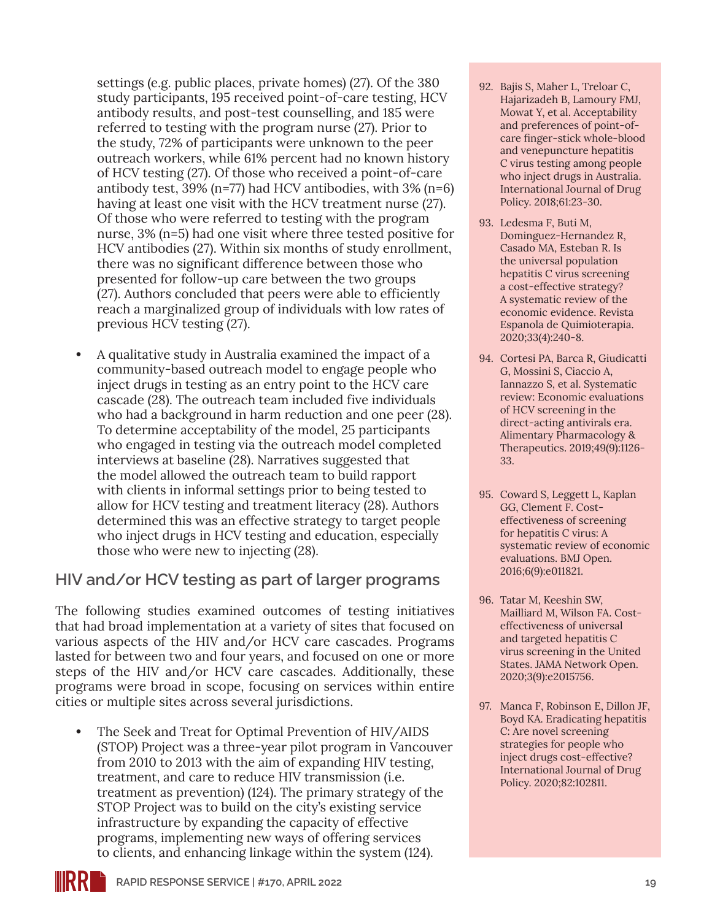settings (e.g. public places, private homes) (27). Of the 380 study participants, 195 received point-of-care testing, HCV antibody results, and post-test counselling, and 185 were referred to testing with the program nurse (27). Prior to the study, 72% of participants were unknown to the peer outreach workers, while 61% percent had no known history of HCV testing (27). Of those who received a point-of-care antibody test, 39% (n=77) had HCV antibodies, with 3% (n=6) having at least one visit with the HCV treatment nurse (27). Of those who were referred to testing with the program nurse, 3% (n=5) had one visit where three tested positive for HCV antibodies (27). Within six months of study enrollment, there was no significant difference between those who presented for follow-up care between the two groups (27). Authors concluded that peers were able to efficiently reach a marginalized group of individuals with low rates of previous HCV testing (27).

- A qualitative study in Australia examined the impact of a community-based outreach model to engage people who inject drugs in testing as an entry point to the HCV care cascade (28). The outreach team included five individuals who had a background in harm reduction and one peer (28). To determine acceptability of the model, 25 participants who engaged in testing via the outreach model completed interviews at baseline (28). Narratives suggested that the model allowed the outreach team to build rapport with clients in informal settings prior to being tested to allow for HCV testing and treatment literacy (28). Authors determined this was an effective strategy to target people who inject drugs in HCV testing and education, especially those who were new to injecting (28).

## HIV and/or HCV testing as part of larger programs

The following studies examined outcomes of testing initiatives that had broad implementation at a variety of sites that focused on various aspects of the HIV and/or HCV care cascades. Programs lasted for between two and four years, and focused on one or more steps of the HIV and/or HCV care cascades. Additionally, these programs were broad in scope, focusing on services within entire cities or multiple sites across several jurisdictions.

- The Seek and Treat for Optimal Prevention of HIV/AIDS (STOP) Project was a three-year pilot program in Vancouver from 2010 to 2013 with the aim of expanding HIV testing, treatment, and care to reduce HIV transmission (i.e. treatment as prevention) (124). The primary strategy of the STOP Project was to build on the city's existing service infrastructure by expanding the capacity of effective programs, implementing new ways of offering services to clients, and enhancing linkage within the system (124).

92. Bajis S, Maher L, Treloar C, Hajarizadeh B, Lamoury FMJ, Mowat Y, et al. Acceptability and preferences of point-of-care finger-stick whole-blood and venepuncture hepatitis C virus testing among people who inject drugs in Australia. International Journal of Drug Policy. 2018;61:23-30.
93. Ledesma F, Buti M, Dominguez-Hernandez R, Casado MA, Esteban R. Is the universal population hepatitis C virus screening a cost-effective strategy? A systematic review of the economic evidence. Revista Espanola de Quimioterapia. 2020;33(4):240-8.
94. Cortesi PA, Barca R, Giudicatti G, Mossini S, Ciaccio A, Iannazzo S, et al. Systematic review: Economic evaluations of HCV screening in the direct-acting antivirals era. Alimentary Pharmacology & Therapeutics. 2019;49(9):1126-33.
95. Coward S, Leggett L, Kaplan GG, Clement F. Cost-effectiveness of screening for hepatitis C virus: A systematic review of economic evaluations. BMJ Open. 2016;6(9):e011821.
96. Tatar M, Keeshin SW, Mailliard M, Wilson FA. Cost-effectiveness of universal and targeted hepatitis C virus screening in the United States. JAMA Network Open. 2020;3(9):e2015756.
97. Manca F, Robinson E, Dillon JF, Boyd KA. Eradicating hepatitis C: Are novel screening strategies for people who inject drugs cost-effective? International Journal of Drug Policy. 2020;82:102811.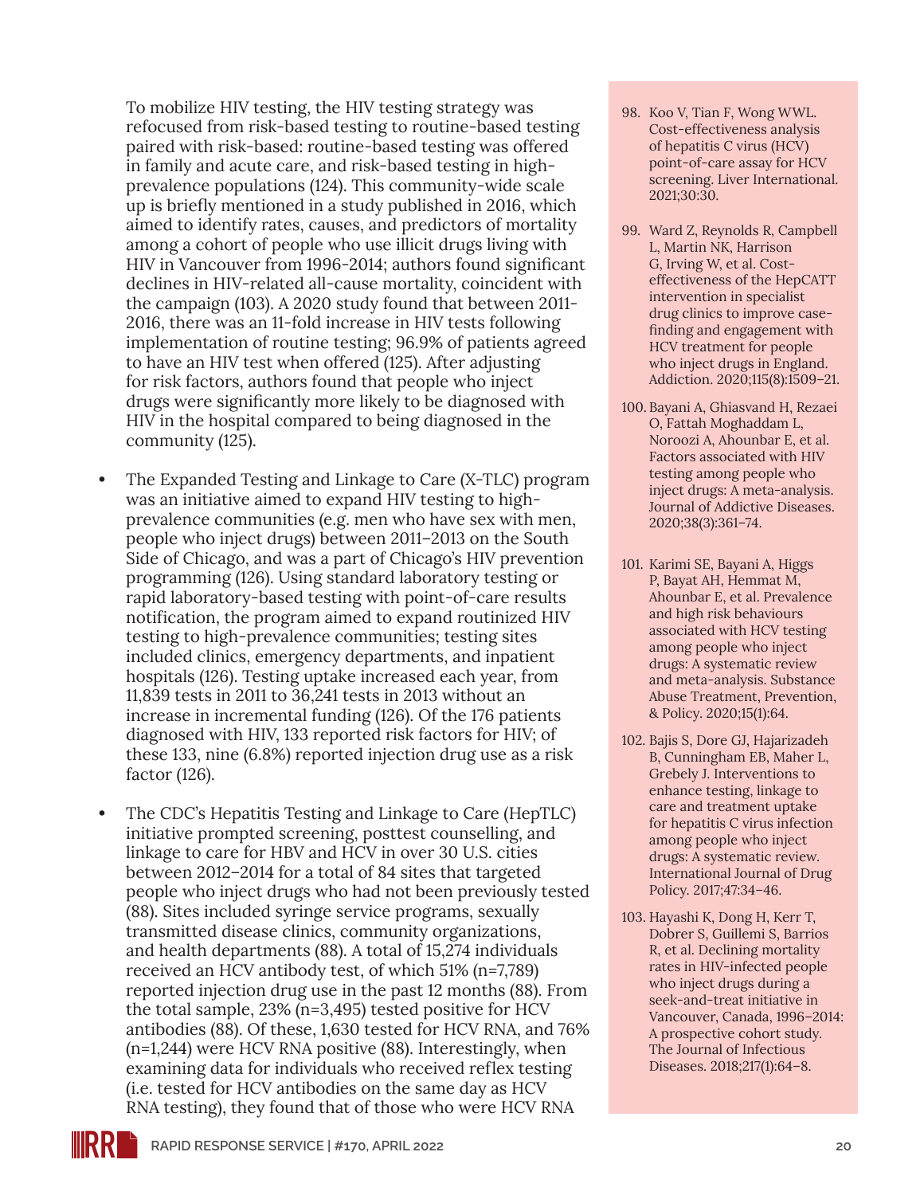To mobilize HIV testing, the HIV testing strategy was refocused from risk-based testing to routine-based testing paired with risk-based: routine-based testing was offered in family and acute care, and risk-based testing in high-prevalence populations (124). This community-wide scale up is briefly mentioned in a study published in 2016, which aimed to identify rates, causes, and predictors of mortality among a cohort of people who use illicit drugs living with HIV in Vancouver from 1996-2014; authors found significant declines in HIV-related all-cause mortality, coincident with the campaign (103). A 2020 study found that between 2011-2016, there was an 11-fold increase in HIV tests following implementation of routine testing; 96.9% of patients agreed to have an HIV test when offered (125). After adjusting for risk factors, authors found that people who inject drugs were significantly more likely to be diagnosed with HIV in the hospital compared to being diagnosed in the community (125).

- The Expanded Testing and Linkage to Care (X-TLC) program was an initiative aimed to expand HIV testing to high-prevalence communities (e.g. men who have sex with men, people who inject drugs) between 2011–2013 on the South Side of Chicago, and was a part of Chicago's HIV prevention programming (126). Using standard laboratory testing or rapid laboratory-based testing with point-of-care results notification, the program aimed to expand routinized HIV testing to high-prevalence communities; testing sites included clinics, emergency departments, and inpatient hospitals (126). Testing uptake increased each year, from 11,839 tests in 2011 to 36,241 tests in 2013 without an increase in incremental funding (126). Of the 176 patients diagnosed with HIV, 133 reported risk factors for HIV; of these 133, nine (6.8%) reported injection drug use as a risk factor (126).

- The CDC's Hepatitis Testing and Linkage to Care (HepTLC) initiative prompted screening, posttest counselling, and linkage to care for HBV and HCV in over 30 U.S. cities between 2012–2014 for a total of 84 sites that targeted people who inject drugs who had not been previously tested (88). Sites included syringe service programs, sexually transmitted disease clinics, community organizations, and health departments (88). A total of 15,274 individuals received an HCV antibody test, of which 51% (n=7,789) reported injection drug use in the past 12 months (88). From the total sample, 23% (n=3,495) tested positive for HCV antibodies (88). Of these, 1,630 tested for HCV RNA, and 76% (n=1,244) were HCV RNA positive (88). Interestingly, when examining data for individuals who received reflex testing (i.e. tested for HCV antibodies on the same day as HCV RNA testing), they found that of those who were HCV RNA

98. Koo V, Tian F, Wong WWL. Cost-effectiveness analysis of hepatitis C virus (HCV) point-of-care assay for HCV screening. Liver International. 2021;30:30.

99. Ward Z, Reynolds R, Campbell L, Martin NK, Harrison G, Irving W, et al. Cost-effectiveness of the HepCATT intervention in specialist drug clinics to improve case-finding and engagement with HCV treatment for people who inject drugs in England. Addiction. 2020;115(8):1509–21.

100. Bayani A, Ghiasvand H, Rezaei O, Fattah Moghaddam L, Noroozi A, Ahounbar E, et al. Factors associated with HIV testing among people who inject drugs: A meta-analysis. Journal of Addictive Diseases. 2020;38(3):361–74.

101. Karimi SE, Bayani A, Higgs P, Bayat AH, Hemmat M, Ahounbar E, et al. Prevalence and high risk behaviours associated with HCV testing among people who inject drugs: A systematic review and meta-analysis. Substance Abuse Treatment, Prevention, & Policy. 2020;15(1):64.

102. Bajis S, Dore GJ, Hajarizadeh B, Cunningham EB, Maher L, Grebely J. Interventions to enhance testing, linkage to care and treatment uptake for hepatitis C virus infection among people who inject drugs: A systematic review. International Journal of Drug Policy. 2017;47:34–46.

103. Hayashi K, Dong H, Kerr T, Dobrer S, Guillemi S, Barrios R, et al. Declining mortality rates in HIV-infected people who inject drugs during a seek-and-treat initiative in Vancouver, Canada, 1996–2014: A prospective cohort study. The Journal of Infectious Diseases. 2018;217(1):64–8.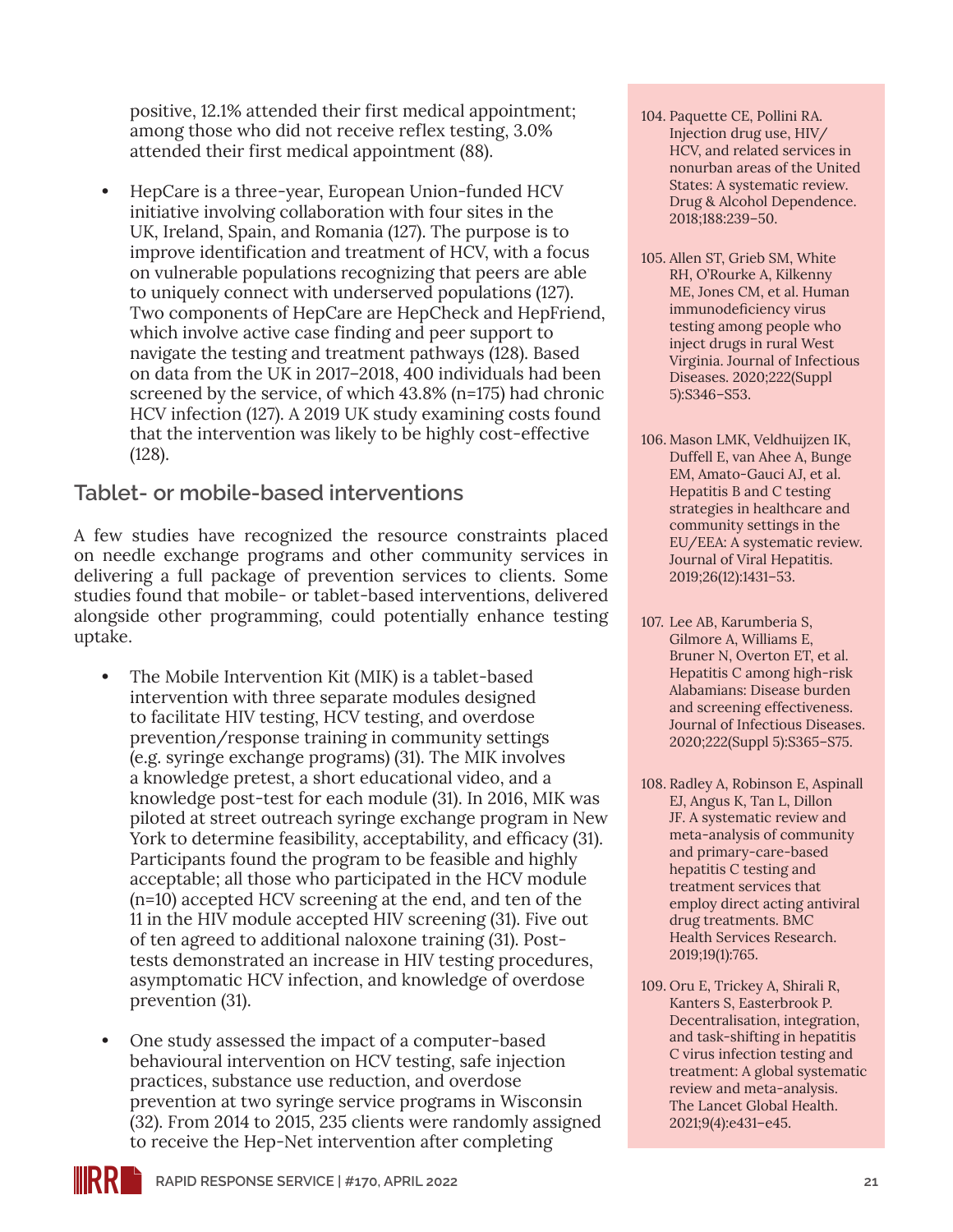positive, 12.1% attended their first medical appointment; among those who did not receive reflex testing, 3.0% attended their first medical appointment (88).

- HepCare is a three-year, European Union-funded HCV initiative involving collaboration with four sites in the UK, Ireland, Spain, and Romania (127). The purpose is to improve identification and treatment of HCV, with a focus on vulnerable populations recognizing that peers are able to uniquely connect with underserved populations (127). Two components of HepCare are HepCheck and HepFriend, which involve active case finding and peer support to navigate the testing and treatment pathways (128). Based on data from the UK in 2017–2018, 400 individuals had been screened by the service, of which 43.8% (n=175) had chronic HCV infection (127). A 2019 UK study examining costs found that the intervention was likely to be highly cost-effective (128).

## Tablet- or mobile-based interventions

A few studies have recognized the resource constraints placed on needle exchange programs and other community services in delivering a full package of prevention services to clients. Some studies found that mobile- or tablet-based interventions, delivered alongside other programming, could potentially enhance testing uptake.

- The Mobile Intervention Kit (MIK) is a tablet-based intervention with three separate modules designed to facilitate HIV testing, HCV testing, and overdose prevention/response training in community settings (e.g. syringe exchange programs) (31). The MIK involves a knowledge pretest, a short educational video, and a knowledge post-test for each module (31). In 2016, MIK was piloted at street outreach syringe exchange program in New York to determine feasibility, acceptability, and efficacy (31). Participants found the program to be feasible and highly acceptable; all those who participated in the HCV module (n=10) accepted HCV screening at the end, and ten of the 11 in the HIV module accepted HIV screening (31). Five out of ten agreed to additional naloxone training (31). Post-tests demonstrated an increase in HIV testing procedures, asymptomatic HCV infection, and knowledge of overdose prevention (31).

- One study assessed the impact of a computer-based behavioural intervention on HCV testing, safe injection practices, substance use reduction, and overdose prevention at two syringe service programs in Wisconsin (32). From 2014 to 2015, 235 clients were randomly assigned to receive the Hep-Net intervention after completing

104. Paquette CE, Pollini RA. Injection drug use, HIV/HCV, and related services in nonurban areas of the United States: A systematic review. Drug & Alcohol Dependence. 2018;188:239–50.

105. Allen ST, Grieb SM, White RH, O'Rourke A, Kilkenny ME, Jones CM, et al. Human immunodeficiency virus testing among people who inject drugs in rural West Virginia. Journal of Infectious Diseases. 2020;222(Suppl 5):S346–S53.

106. Mason LMK, Veldhuijzen IK, Duffell E, van Ahee A, Bunge EM, Amato-Gauci AJ, et al. Hepatitis B and C testing strategies in healthcare and community settings in the EU/EEA: A systematic review. Journal of Viral Hepatitis. 2019;26(12):1431–53.

107. Lee AB, Karumberia S, Gilmore A, Williams E, Bruner N, Overton ET, et al. Hepatitis C among high-risk Alabamians: Disease burden and screening effectiveness. Journal of Infectious Diseases. 2020;222(Suppl 5):S365–S75.

108. Radley A, Robinson E, Aspinall EJ, Angus K, Tan L, Dillon JF. A systematic review and meta-analysis of community and primary-care-based hepatitis C testing and treatment services that employ direct acting antiviral drug treatments. BMC Health Services Research. 2019;19(1):765.

109. Oru E, Trickey A, Shirali R, Kanters S, Easterbrook P. Decentralisation, integration, and task-shifting in hepatitis C virus infection testing and treatment: A global systematic review and meta-analysis. The Lancet Global Health. 2021;9(4):e431–e45.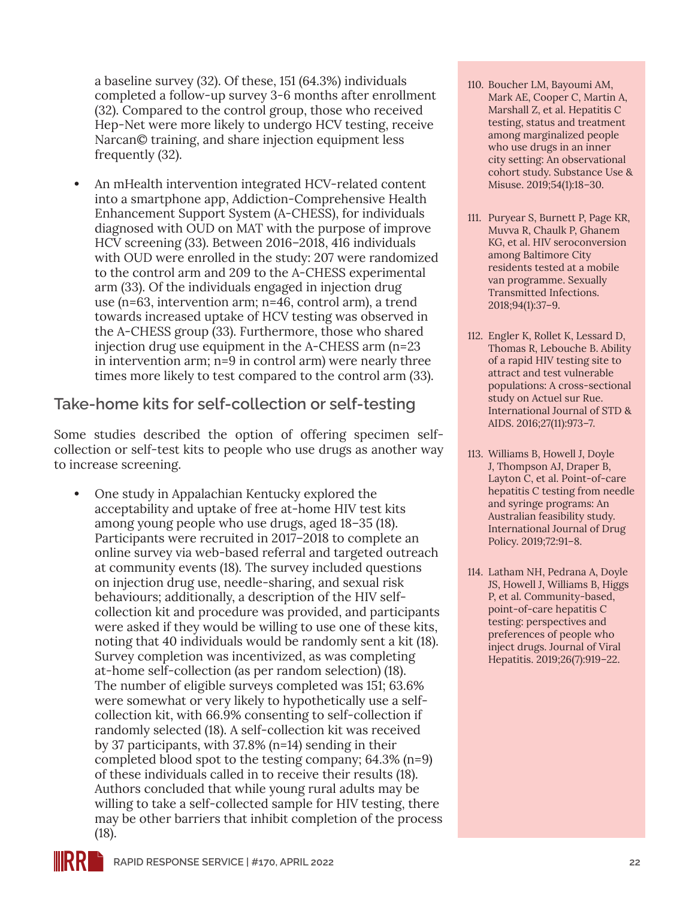a baseline survey (32). Of these, 151 (64.3%) individuals completed a follow-up survey 3-6 months after enrollment (32). Compared to the control group, those who received Hep-Net were more likely to undergo HCV testing, receive Narcan© training, and share injection equipment less frequently (32).

- An mHealth intervention integrated HCV-related content into a smartphone app, Addiction-Comprehensive Health Enhancement Support System (A-CHESS), for individuals diagnosed with OUD on MAT with the purpose of improve HCV screening (33). Between 2016–2018, 416 individuals with OUD were enrolled in the study: 207 were randomized to the control arm and 209 to the A-CHESS experimental arm (33). Of the individuals engaged in injection drug use (n=63, intervention arm; n=46, control arm), a trend towards increased uptake of HCV testing was observed in the A-CHESS group (33). Furthermore, those who shared injection drug use equipment in the A-CHESS arm (n=23 in intervention arm; n=9 in control arm) were nearly three times more likely to test compared to the control arm (33).

## Take-home kits for self-collection or self-testing

Some studies described the option of offering specimen self-collection or self-test kits to people who use drugs as another way to increase screening.

- One study in Appalachian Kentucky explored the acceptability and uptake of free at-home HIV test kits among young people who use drugs, aged 18–35 (18). Participants were recruited in 2017–2018 to complete an online survey via web-based referral and targeted outreach at community events (18). The survey included questions on injection drug use, needle-sharing, and sexual risk behaviours; additionally, a description of the HIV self-collection kit and procedure was provided, and participants were asked if they would be willing to use one of these kits, noting that 40 individuals would be randomly sent a kit (18). Survey completion was incentivized, as was completing at-home self-collection (as per random selection) (18). The number of eligible surveys completed was 151; 63.6% were somewhat or very likely to hypothetically use a self-collection kit, with 66.9% consenting to self-collection if randomly selected (18). A self-collection kit was received by 37 participants, with 37.8% (n=14) sending in their completed blood spot to the testing company; 64.3% (n=9) of these individuals called in to receive their results (18). Authors concluded that while young rural adults may be willing to take a self-collected sample for HIV testing, there may be other barriers that inhibit completion of the process (18).

110. Boucher LM, Bayoumi AM, Mark AE, Cooper C, Martin A, Marshall Z, et al. Hepatitis C testing, status and treatment among marginalized people who use drugs in an inner city setting: An observational cohort study. Substance Use & Misuse. 2019;54(1):18–30.

111. Puryear S, Burnett P, Page KR, Muvva R, Chaulk P, Ghanem KG, et al. HIV seroconversion among Baltimore City residents tested at a mobile van programme. Sexually Transmitted Infections. 2018;94(1):37–9.

112. Engler K, Rollet K, Lessard D, Thomas R, Lebouche B. Ability of a rapid HIV testing site to attract and test vulnerable populations: A cross-sectional study on Actuel sur Rue. International Journal of STD & AIDS. 2016;27(11):973–7.

113. Williams B, Howell J, Doyle J, Thompson AJ, Draper B, Layton C, et al. Point-of-care hepatitis C testing from needle and syringe programs: An Australian feasibility study. International Journal of Drug Policy. 2019;72:91–8.

114. Latham NH, Pedrana A, Doyle JS, Howell J, Williams B, Higgs P, et al. Community-based, point-of-care hepatitis C testing: perspectives and preferences of people who inject drugs. Journal of Viral Hepatitis. 2019;26(7):919–22.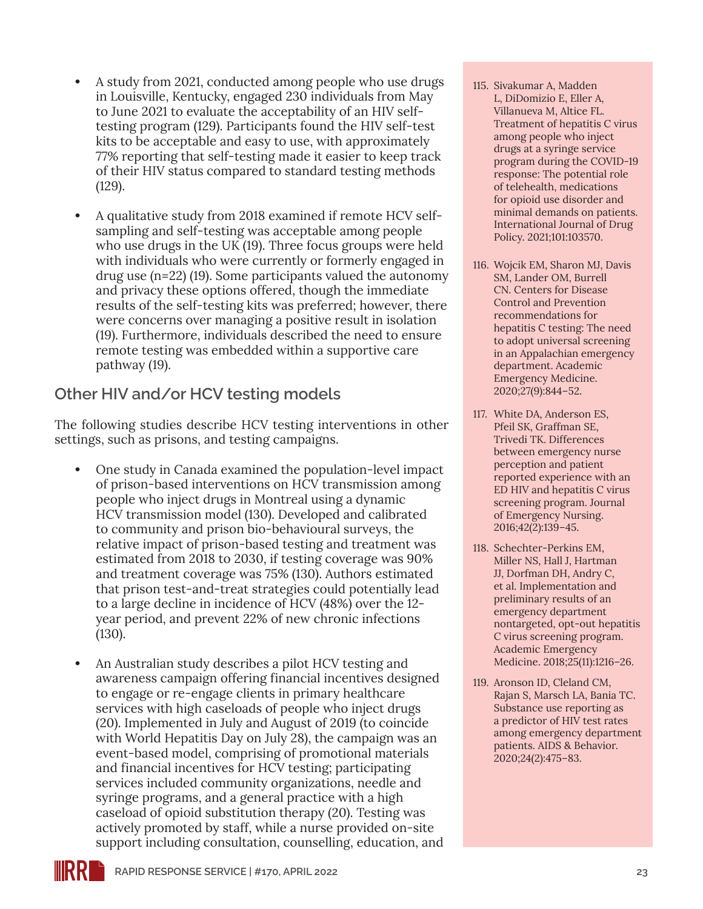- A study from 2021, conducted among people who use drugs in Louisville, Kentucky, engaged 230 individuals from May to June 2021 to evaluate the acceptability of an HIV self-testing program (129). Participants found the HIV self-test kits to be acceptable and easy to use, with approximately 77% reporting that self-testing made it easier to keep track of their HIV status compared to standard testing methods (129).

- A qualitative study from 2018 examined if remote HCV self-sampling and self-testing was acceptable among people who use drugs in the UK (19). Three focus groups were held with individuals who were currently or formerly engaged in drug use (n=22) (19). Some participants valued the autonomy and privacy these options offered, though the immediate results of the self-testing kits was preferred; however, there were concerns over managing a positive result in isolation (19). Furthermore, individuals described the need to ensure remote testing was embedded within a supportive care pathway (19).

## Other HIV and/or HCV testing models

The following studies describe HCV testing interventions in other settings, such as prisons, and testing campaigns.

- One study in Canada examined the population-level impact of prison-based interventions on HCV transmission among people who inject drugs in Montreal using a dynamic HCV transmission model (130). Developed and calibrated to community and prison bio-behavioural surveys, the relative impact of prison-based testing and treatment was estimated from 2018 to 2030, if testing coverage was 90% and treatment coverage was 75% (130). Authors estimated that prison test-and-treat strategies could potentially lead to a large decline in incidence of HCV (48%) over the 12-year period, and prevent 22% of new chronic infections (130).

- An Australian study describes a pilot HCV testing and awareness campaign offering financial incentives designed to engage or re-engage clients in primary healthcare services with high caseloads of people who inject drugs (20). Implemented in July and August of 2019 (to coincide with World Hepatitis Day on July 28), the campaign was an event-based model, comprising of promotional materials and financial incentives for HCV testing; participating services included community organizations, needle and syringe programs, and a general practice with a high caseload of opioid substitution therapy (20). Testing was actively promoted by staff, while a nurse provided on-site support including consultation, counselling, education, and

115. Sivakumar A, Madden L, DiDomizio E, Eller A, Villanueva M, Altice FL. Treatment of hepatitis C virus among people who inject drugs at a syringe service program during the COVID-19 response: The potential role of telehealth, medications for opioid use disorder and minimal demands on patients. International Journal of Drug Policy. 2021;101:103570.
116. Wojcik EM, Sharon MJ, Davis SM, Lander OM, Burrell CN. Centers for Disease Control and Prevention recommendations for hepatitis C testing: The need to adopt universal screening in an Appalachian emergency department. Academic Emergency Medicine. 2020;27(9):844–52.
117. White DA, Anderson ES, Pfeil SK, Graffman SE, Trivedi TK. Differences between emergency nurse perception and patient reported experience with an ED HIV and hepatitis C virus screening program. Journal of Emergency Nursing. 2016;42(2):139–45.
118. Schechter-Perkins EM, Miller NS, Hall J, Hartman JJ, Dorfman DH, Andry C, et al. Implementation and preliminary results of an emergency department nontargeted, opt-out hepatitis C virus screening program. Academic Emergency Medicine. 2018;25(11):1216–26.
119. Aronson ID, Cleland CM, Rajan S, Marsch LA, Bania TC. Substance use reporting as a predictor of HIV test rates among emergency department patients. AIDS & Behavior. 2020;24(2):475–83.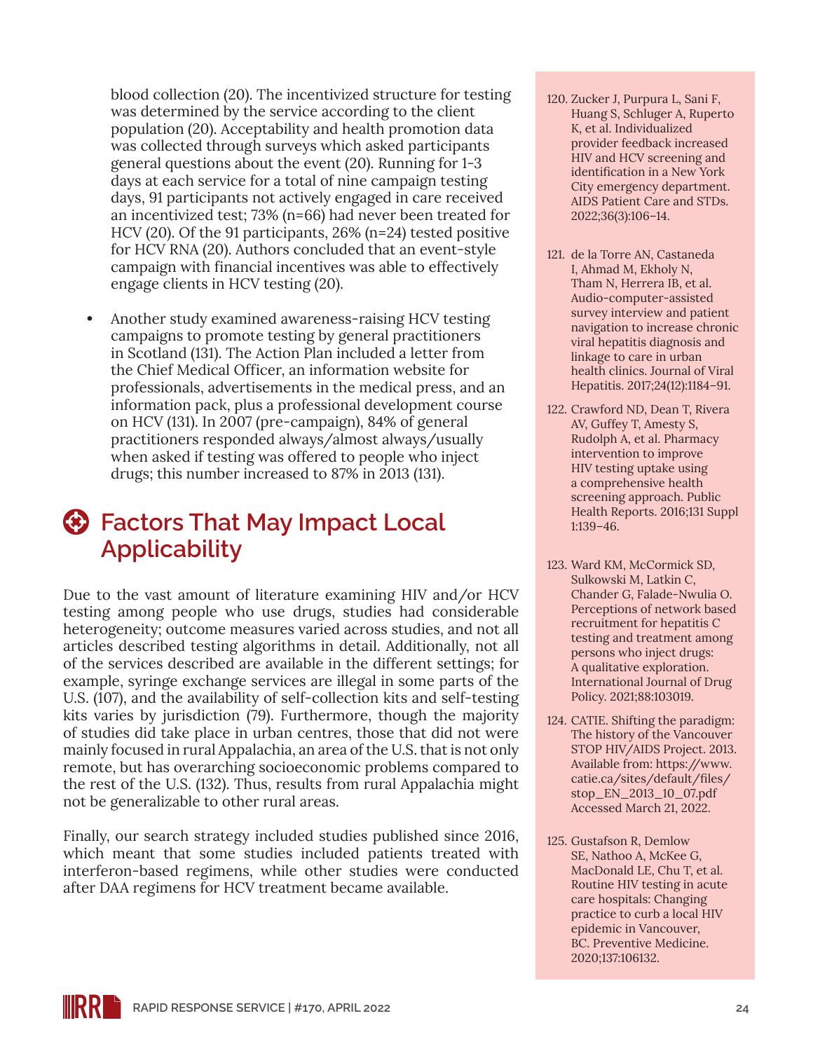blood collection (20). The incentivized structure for testing was determined by the service according to the client population (20). Acceptability and health promotion data was collected through surveys which asked participants general questions about the event (20). Running for 1-3 days at each service for a total of nine campaign testing days, 91 participants not actively engaged in care received an incentivized test; 73% (n=66) had never been treated for HCV (20). Of the 91 participants, 26% (n=24) tested positive for HCV RNA (20). Authors concluded that an event-style campaign with financial incentives was able to effectively engage clients in HCV testing (20).

- Another study examined awareness-raising HCV testing campaigns to promote testing by general practitioners in Scotland (131). The Action Plan included a letter from the Chief Medical Officer, an information website for professionals, advertisements in the medical press, and an information pack, plus a professional development course on HCV (131). In 2007 (pre-campaign), 84% of general practitioners responded always/almost always/usually when asked if testing was offered to people who inject drugs; this number increased to 87% in 2013 (131).

## Factors That May Impact Local Applicability

Due to the vast amount of literature examining HIV and/or HCV testing among people who use drugs, studies had considerable heterogeneity; outcome measures varied across studies, and not all articles described testing algorithms in detail. Additionally, not all of the services described are available in the different settings; for example, syringe exchange services are illegal in some parts of the U.S. (107), and the availability of self-collection kits and self-testing kits varies by jurisdiction (79). Furthermore, though the majority of studies did take place in urban centres, those that did not were mainly focused in rural Appalachia, an area of the U.S. that is not only remote, but has overarching socioeconomic problems compared to the rest of the U.S. (132). Thus, results from rural Appalachia might not be generalizable to other rural areas.

Finally, our search strategy included studies published since 2016, which meant that some studies included patients treated with interferon-based regimens, while other studies were conducted after DAA regimens for HCV treatment became available.

120. Zucker J, Purpura L, Sani F, Huang S, Schluger A, Ruperto K, et al. Individualized provider feedback increased HIV and HCV screening and identification in a New York City emergency department. AIDS Patient Care and STDs. 2022;36(3):106–14.
121. de la Torre AN, Castaneda I, Ahmad M, Ekholy N, Tham N, Herrera IB, et al. Audio-computer-assisted survey interview and patient navigation to increase chronic viral hepatitis diagnosis and linkage to care in urban health clinics. Journal of Viral Hepatitis. 2017;24(12):1184–91.
122. Crawford ND, Dean T, Rivera AV, Guffey T, Amesty S, Rudolph A, et al. Pharmacy intervention to improve HIV testing uptake using a comprehensive health screening approach. Public Health Reports. 2016;131 Suppl 1:139–46.
123. Ward KM, McCormick SD, Sulkowski M, Latkin C, Chander G, Falade-Nwulia O. Perceptions of network based recruitment for hepatitis C testing and treatment among persons who inject drugs: A qualitative exploration. International Journal of Drug Policy. 2021;88:103019.
124. CATIE. Shifting the paradigm: The history of the Vancouver STOP HIV/AIDS Project. 2013. Available from: https://www.catie.ca/sites/default/files/stop_EN_2013_10_07.pdf Accessed March 21, 2022.
125. Gustafson R, Demlow SE, Nathoo A, McKee G, MacDonald LE, Chu T, et al. Routine HIV testing in acute care hospitals: Changing practice to curb a local HIV epidemic in Vancouver, BC. Preventive Medicine. 2020;137:106132.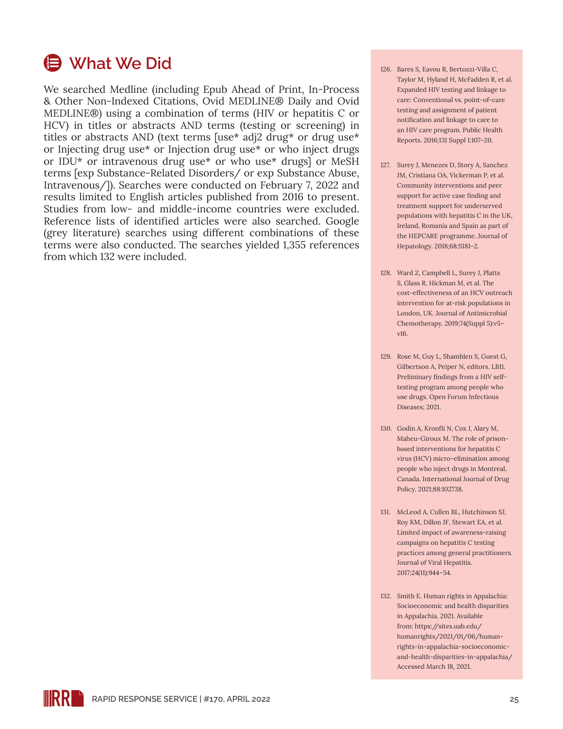## What We Did

We searched Medline (including Epub Ahead of Print, In-Process & Other Non-Indexed Citations, Ovid MEDLINE® Daily and Ovid MEDLINE®) using a combination of terms (HIV or hepatitis C or HCV) in titles or abstracts AND terms (testing or screening) in titles or abstracts AND (text terms [use* adj2 drug* or drug use* or Injecting drug use* or Injection drug use* or who inject drugs or IDU* or intravenous drug use* or who use* drugs] or MeSH terms [exp Substance-Related Disorders/ or exp Substance Abuse, Intravenous/]). Searches were conducted on February 7, 2022 and results limited to English articles published from 2016 to present. Studies from low- and middle-income countries were excluded. Reference lists of identified articles were also searched. Google (grey literature) searches using different combinations of these terms were also conducted. The searches yielded 1,355 references from which 132 were included.

126. Bares S, Eavou R, Bertozzi-Villa C, Taylor M, Hyland H, McFadden R, et al. Expanded HIV testing and linkage to care: Conventional vs. point-of-care testing and assignment of patient notification and linkage to care to an HIV care program. Public Health Reports. 2016;131 Suppl 1:107–20.

127. Surey J, Menezes D, Story A, Sanchez JM, Cristiana OA, Vickerman P, et al. Community interventions and peer support for active case finding and treatment support for underserved populations with hepatitis C in the UK, Ireland, Romania and Spain as part of the HEPCARE programme. Journal of Hepatology. 2018;68:S181–2.

128. Ward Z, Campbell L, Surey J, Platts S, Glass R, Hickman M, et al. The cost-effectiveness of an HCV outreach intervention for at-risk populations in London, UK. Journal of Antimicrobial Chemotherapy. 2019;74(Suppl 5):v5–v16.

129. Rose M, Guy L, Shamblen S, Guest G, Gilbertson A, Peiper N, editors. LB11. Preliminary findings from a HIV self-testing program among people who use drugs. Open Forum Infectious Diseases; 2021.

130. Godin A, Kronfli N, Cox J, Alary M, Maheu-Giroux M. The role of prison-based interventions for hepatitis C virus (HCV) micro-elimination among people who inject drugs in Montreal, Canada. International Journal of Drug Policy. 2021;88:102738.

131. McLeod A, Cullen BL, Hutchinson SJ, Roy KM, Dillon JF, Stewart EA, et al. Limited impact of awareness-raising campaigns on hepatitis C testing practices among general practitioners. Journal of Viral Hepatitis. 2017;24(11):944–54.

132. Smith E. Human rights in Appalachia: Socioeconomic and health disparities in Appalachia. 2021. Available from: https://sites.uab.edu/humanrights/2021/01/06/human-rights-in-appalachia-socioeconomic-and-health-disparities-in-appalachia/ Accessed March 18, 2021.